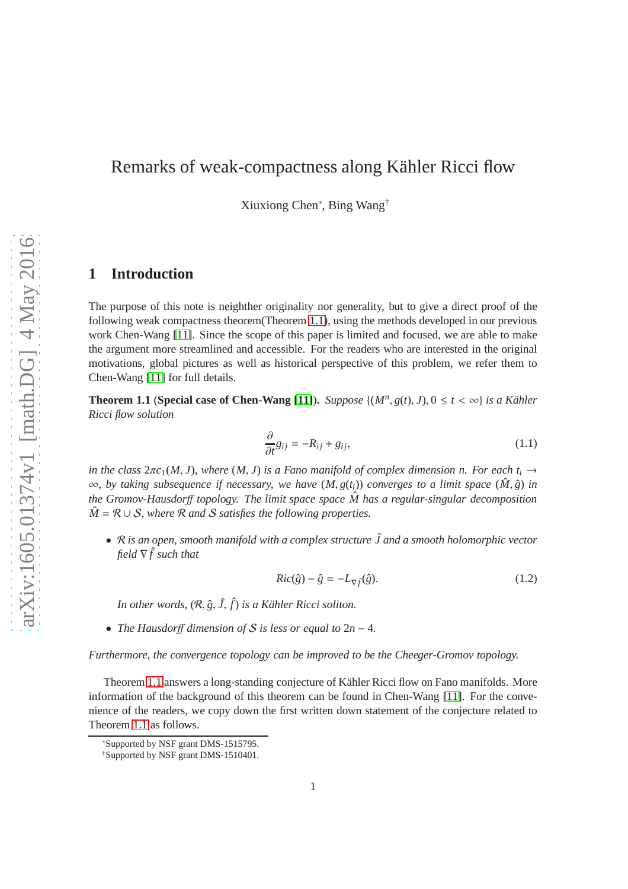# Remarks of weak-compactness along Kähler Ricci flow

Xiuxiong Chen[*], Bing Wang[†]

## 1 Introduction

The purpose of this note is neighther originality nor generality, but to give a direct proof of the following weak compactness theorem(Theorem 1.1), using the methods developed in our previous work Chen-Wang [11]. Since the scope of this paper is limited and focused, we are able to make the argument more streamlined and accessible. For the readers who are interested in the original motivations, global pictures as well as historical perspective of this problem, we refer them to Chen-Wang [11] for full details.

**Theorem 1.1** (**Special case of Chen-Wang [11]**). *Suppose $\{(M^n, g(t), J), 0 \leq t < \infty\}$ is a Kähler Ricci flow solution*

$$\frac{\partial}{\partial t} g_{ij} = -R_{ij} + g_{ij}, \tag{1.1}$$

*in the class $2\pi c_1(M, J)$, where $(M, J)$ is a Fano manifold of complex dimension $n$. For each $t_i \to \infty$, by taking subsequence if necessary, we have $(M, g(t_i))$ converges to a limit space $(\hat{M}, \hat{g})$ in the Gromov-Hausdorff topology. The limit space space $\hat{M}$ has a regular-singular decomposition $\hat{M} = \mathcal{R} \cup \mathcal{S}$, where $\mathcal{R}$ and $\mathcal{S}$ satisfies the following properties.*

- *$\mathcal{R}$ is an open, smooth manifold with a complex structure $\hat{J}$ and a smooth holomorphic vector field $\nabla \hat{f}$ such that*

$$Ric(\hat{g}) - \hat{g} = -L_{\nabla \hat{f}}(\hat{g}). \tag{1.2}$$

  *In other words, $(\mathcal{R}, \hat{g}, \hat{J}, \hat{f})$ is a Kähler Ricci soliton.*

- *The Hausdorff dimension of $\mathcal{S}$ is less or equal to $2n - 4$.*

*Furthermore, the convergence topology can be improved to be the Cheeger-Gromov topology.*

Theorem 1.1 answers a long-standing conjecture of Kähler Ricci flow on Fano manifolds. More information of the background of this theorem can be found in Chen-Wang [11]. For the convenience of the readers, we copy down the first written down statement of the conjecture related to Theorem 1.1 as follows.

[*]Supported by NSF grant DMS-1515795.

[†]Supported by NSF grant DMS-1510401.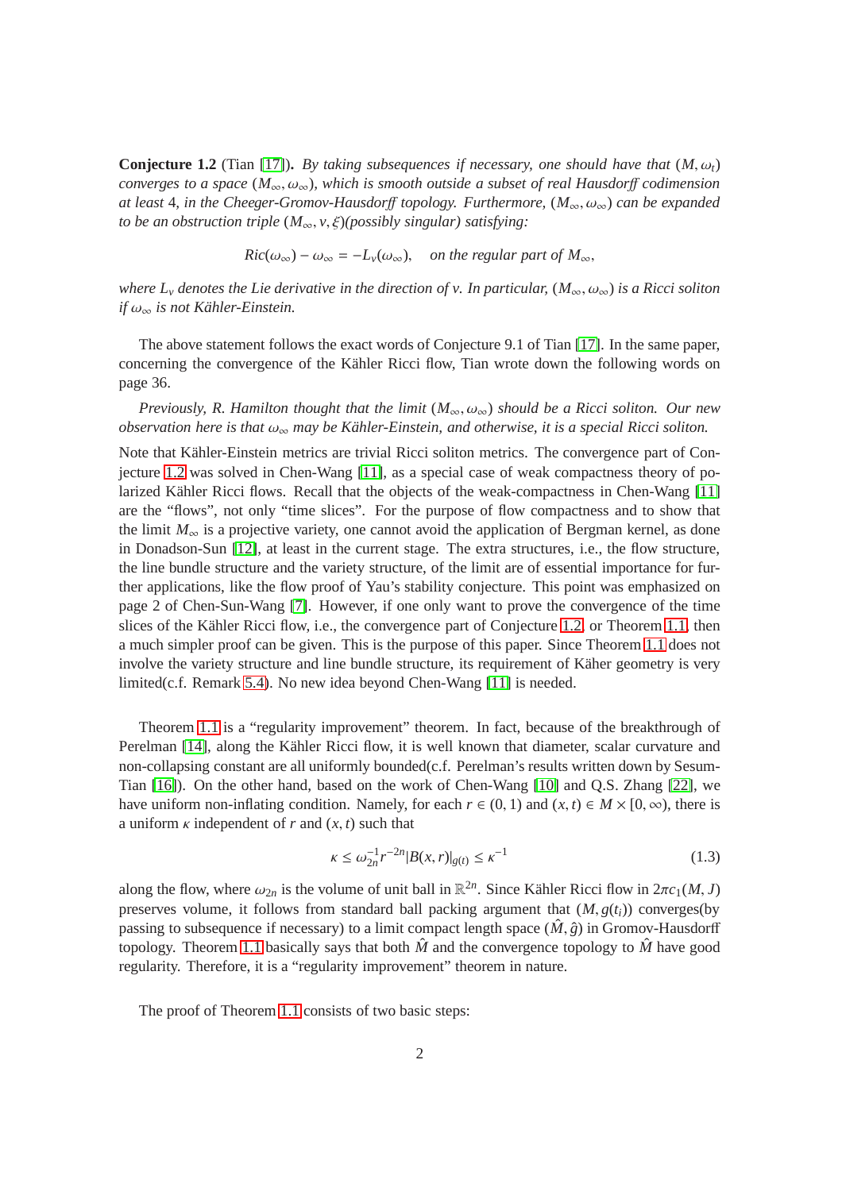**Conjecture 1.2** (Tian [17]). *By taking subsequences if necessary, one should have that $(M, \omega_t)$ converges to a space $(M_\infty, \omega_\infty)$, which is smooth outside a subset of real Hausdorff codimension at least 4, in the Cheeger-Gromov-Hausdorff topology. Furthermore, $(M_\infty, \omega_\infty)$ can be expanded to be an obstruction triple $(M_\infty, v, \xi)$(possibly singular) satisfying:*

$$Ric(\omega_\infty) - \omega_\infty = -L_v(\omega_\infty), \quad \text{on the regular part of } M_\infty,$$

*where $L_v$ denotes the Lie derivative in the direction of $v$. In particular, $(M_\infty, \omega_\infty)$ is a Ricci soliton if $\omega_\infty$ is not Kähler-Einstein.*

The above statement follows the exact words of Conjecture 9.1 of Tian [17]. In the same paper, concerning the convergence of the Kähler Ricci flow, Tian wrote down the following words on page 36.

*Previously, R. Hamilton thought that the limit $(M_\infty, \omega_\infty)$ should be a Ricci soliton. Our new observation here is that $\omega_\infty$ may be Kähler-Einstein, and otherwise, it is a special Ricci soliton.*

Note that Kähler-Einstein metrics are trivial Ricci soliton metrics. The convergence part of Conjecture 1.2 was solved in Chen-Wang [11], as a special case of weak compactness theory of polarized Kähler Ricci flows. Recall that the objects of the weak-compactness in Chen-Wang [11] are the "flows", not only "time slices". For the purpose of flow compactness and to show that the limit $M_\infty$ is a projective variety, one cannot avoid the application of Bergman kernel, as done in Donadson-Sun [12], at least in the current stage. The extra structures, i.e., the flow structure, the line bundle structure and the variety structure, of the limit are of essential importance for further applications, like the flow proof of Yau's stability conjecture. This point was emphasized on page 2 of Chen-Sun-Wang [7]. However, if one only want to prove the convergence of the time slices of the Kähler Ricci flow, i.e., the convergence part of Conjecture 1.2, or Theorem 1.1, then a much simpler proof can be given. This is the purpose of this paper. Since Theorem 1.1 does not involve the variety structure and line bundle structure, its requirement of Käher geometry is very limited(c.f. Remark 5.4). No new idea beyond Chen-Wang [11] is needed.

Theorem 1.1 is a "regularity improvement" theorem. In fact, because of the breakthrough of Perelman [14], along the Kähler Ricci flow, it is well known that diameter, scalar curvature and non-collapsing constant are all uniformly bounded(c.f. Perelman's results written down by Sesum-Tian [16]). On the other hand, based on the work of Chen-Wang [10] and Q.S. Zhang [22], we have uniform non-inflating condition. Namely, for each $r \in (0, 1)$ and $(x, t) \in M \times [0, \infty)$, there is a uniform $\kappa$ independent of $r$ and $(x, t)$ such that

$$\kappa \le \omega_{2n}^{-1} r^{-2n} |B(x, r)|_{g(t)} \le \kappa^{-1} \tag{1.3}$$

along the flow, where $\omega_{2n}$ is the volume of unit ball in $\mathbb{R}^{2n}$. Since Kähler Ricci flow in $2\pi c_1(M, J)$ preserves volume, it follows from standard ball packing argument that $(M, g(t_i))$ converges(by passing to subsequence if necessary) to a limit compact length space $(\hat{M}, \hat{g})$ in Gromov-Hausdorff topology. Theorem 1.1 basically says that both $\hat{M}$ and the convergence topology to $\hat{M}$ have good regularity. Therefore, it is a "regularity improvement" theorem in nature.

The proof of Theorem 1.1 consists of two basic steps: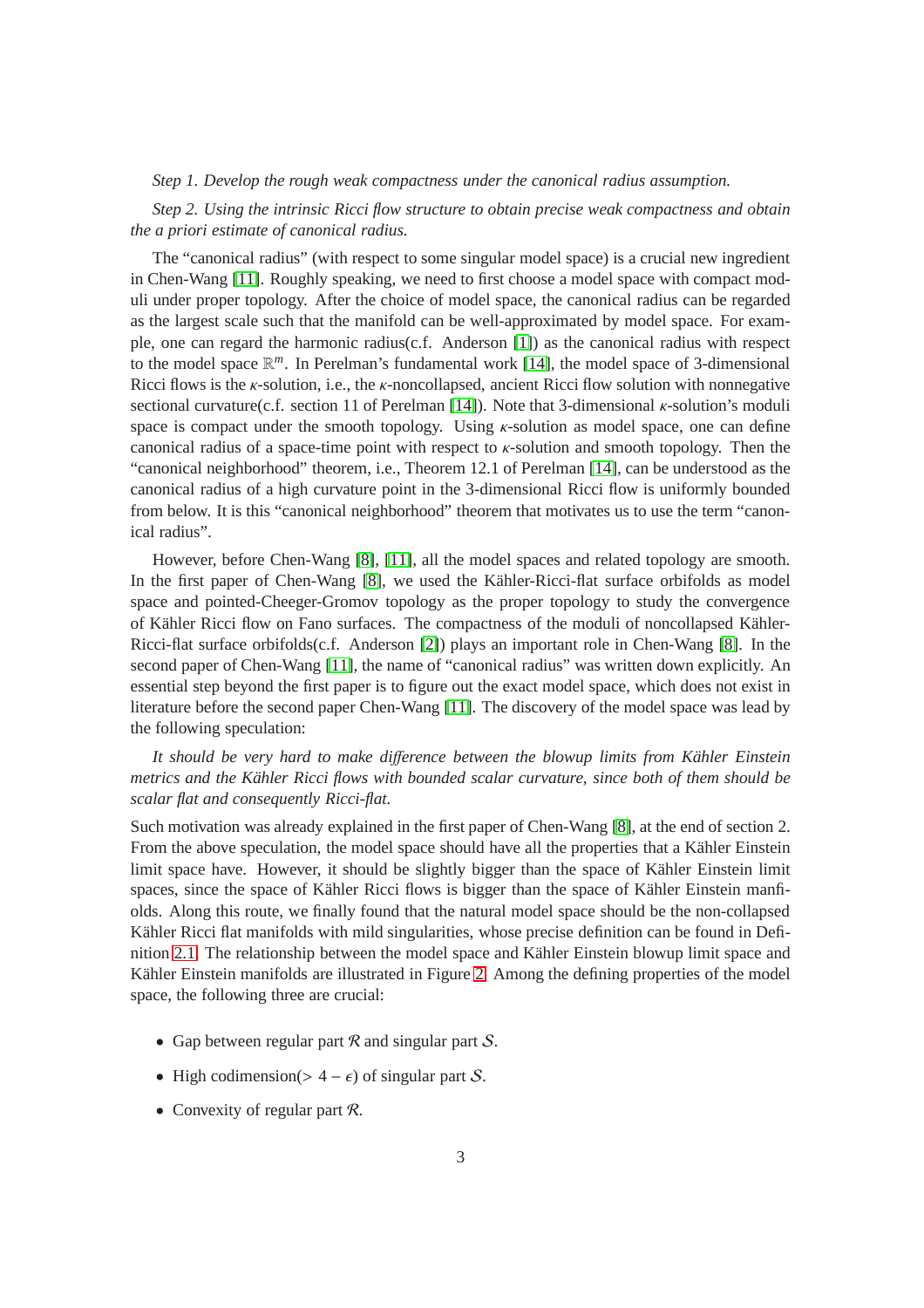*Step 1. Develop the rough weak compactness under the canonical radius assumption.*

*Step 2. Using the intrinsic Ricci flow structure to obtain precise weak compactness and obtain the a priori estimate of canonical radius.*

The "canonical radius" (with respect to some singular model space) is a crucial new ingredient in Chen-Wang [11]. Roughly speaking, we need to first choose a model space with compact moduli under proper topology. After the choice of model space, the canonical radius can be regarded as the largest scale such that the manifold can be well-approximated by model space. For example, one can regard the harmonic radius(c.f. Anderson [1]) as the canonical radius with respect to the model space $\mathbb{R}^m$. In Perelman's fundamental work [14], the model space of 3-dimensional Ricci flows is the $\kappa$-solution, i.e., the $\kappa$-noncollapsed, ancient Ricci flow solution with nonnegative sectional curvature(c.f. section 11 of Perelman [14]). Note that 3-dimensional $\kappa$-solution's moduli space is compact under the smooth topology. Using $\kappa$-solution as model space, one can define canonical radius of a space-time point with respect to $\kappa$-solution and smooth topology. Then the "canonical neighborhood" theorem, i.e., Theorem 12.1 of Perelman [14], can be understood as the canonical radius of a high curvature point in the 3-dimensional Ricci flow is uniformly bounded from below. It is this "canonical neighborhood" theorem that motivates us to use the term "canonical radius".

However, before Chen-Wang [8], [11], all the model spaces and related topology are smooth. In the first paper of Chen-Wang [8], we used the Kähler-Ricci-flat surface orbifolds as model space and pointed-Cheeger-Gromov topology as the proper topology to study the convergence of Kähler Ricci flow on Fano surfaces. The compactness of the moduli of noncollapsed Kähler-Ricci-flat surface orbifolds(c.f. Anderson [2]) plays an important role in Chen-Wang [8]. In the second paper of Chen-Wang [11], the name of "canonical radius" was written down explicitly. An essential step beyond the first paper is to figure out the exact model space, which does not exist in literature before the second paper Chen-Wang [11]. The discovery of the model space was lead by the following speculation:

*It should be very hard to make difference between the blowup limits from Kähler Einstein metrics and the Kähler Ricci flows with bounded scalar curvature, since both of them should be scalar flat and consequently Ricci-flat.*

Such motivation was already explained in the first paper of Chen-Wang [8], at the end of section 2. From the above speculation, the model space should have all the properties that a Kähler Einstein limit space have. However, it should be slightly bigger than the space of Kähler Einstein limit spaces, since the space of Kähler Ricci flows is bigger than the space of Kähler Einstein manfiolds. Along this route, we finally found that the natural model space should be the non-collapsed Kähler Ricci flat manifolds with mild singularities, whose precise definition can be found in Definition 2.1. The relationship between the model space and Kähler Einstein blowup limit space and Kähler Einstein manifolds are illustrated in Figure 2. Among the defining properties of the model space, the following three are crucial:

- Gap between regular part $\mathcal{R}$ and singular part $\mathcal{S}$.
- High codimension($> 4 - \epsilon$) of singular part $\mathcal{S}$.
- Convexity of regular part $\mathcal{R}$.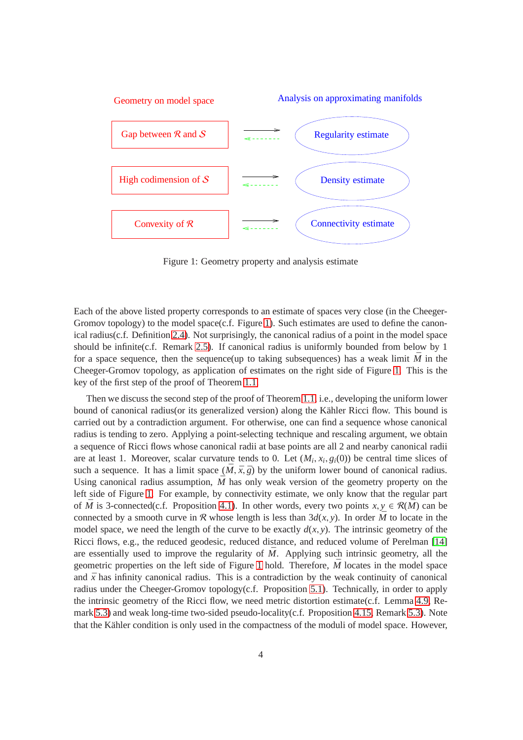Geometry on model space | | Analysis on approximating manifolds
--- | --- | ---
Gap between $\mathcal{R}$ and $\mathcal{S}$ | ⇄ | Regularity estimate
High codimension of $\mathcal{S}$ | ⇄ | Density estimate
Convexity of $\mathcal{R}$ | ⇄ | Connectivity estimate

Figure 1: Geometry property and analysis estimate

Each of the above listed property corresponds to an estimate of spaces very close (in the Cheeger-Gromov topology) to the model space(c.f. Figure 1). Such estimates are used to define the canonical radius(c.f. Definition 2.4). Not surprisingly, the canonical radius of a point in the model space should be infinite(c.f. Remark 2.5). If canonical radius is uniformly bounded from below by 1 for a space sequence, then the sequence(up to taking subsequences) has a weak limit $\bar{M}$ in the Cheeger-Gromov topology, as application of estimates on the right side of Figure 1. This is the key of the first step of the proof of Theorem 1.1.

Then we discuss the second step of the proof of Theorem 1.1, i.e., developing the uniform lower bound of canonical radius(or its generalized version) along the Kähler Ricci flow. This bound is carried out by a contradiction argument. For otherwise, one can find a sequence whose canonical radius is tending to zero. Applying a point-selecting technique and rescaling argument, we obtain a sequence of Ricci flows whose canonical radii at base points are all 2 and nearby canonical radii are at least 1. Moreover, scalar curvature tends to 0. Let $(M_i, x_i, g_i(0))$ be central time slices of such a sequence. It has a limit space $(\bar{M}, \bar{x}, \bar{g})$ by the uniform lower bound of canonical radius. Using canonical radius assumption, $\bar{M}$ has only weak version of the geometry property on the left side of Figure 1. For example, by connectivity estimate, we only know that the regular part of $\bar{M}$ is 3-connected(c.f. Proposition 4.1). In other words, every two points $x, y \in \mathcal{R}(\bar{M})$ can be connected by a smooth curve in $\mathcal{R}$ whose length is less than $3d(x,y)$. In order $\bar{M}$ to locate in the model space, we need the length of the curve to be exactly $d(x,y)$. The intrinsic geometry of the Ricci flows, e.g., the reduced geodesic, reduced distance, and reduced volume of Perelman [14] are essentially used to improve the regularity of $\bar{M}$. Applying such intrinsic geometry, all the geometric properties on the left side of Figure 1 hold. Therefore, $\bar{M}$ locates in the model space and $\bar{x}$ has infinity canonical radius. This is a contradiction by the weak continuity of canonical radius under the Cheeger-Gromov topology(c.f. Proposition 5.1). Technically, in order to apply the intrinsic geometry of the Ricci flow, we need metric distortion estimate(c.f. Lemma 4.9, Remark 5.3) and weak long-time two-sided pseudo-locality(c.f. Proposition 4.15, Remark 5.3). Note that the Kähler condition is only used in the compactness of the moduli of model space. However,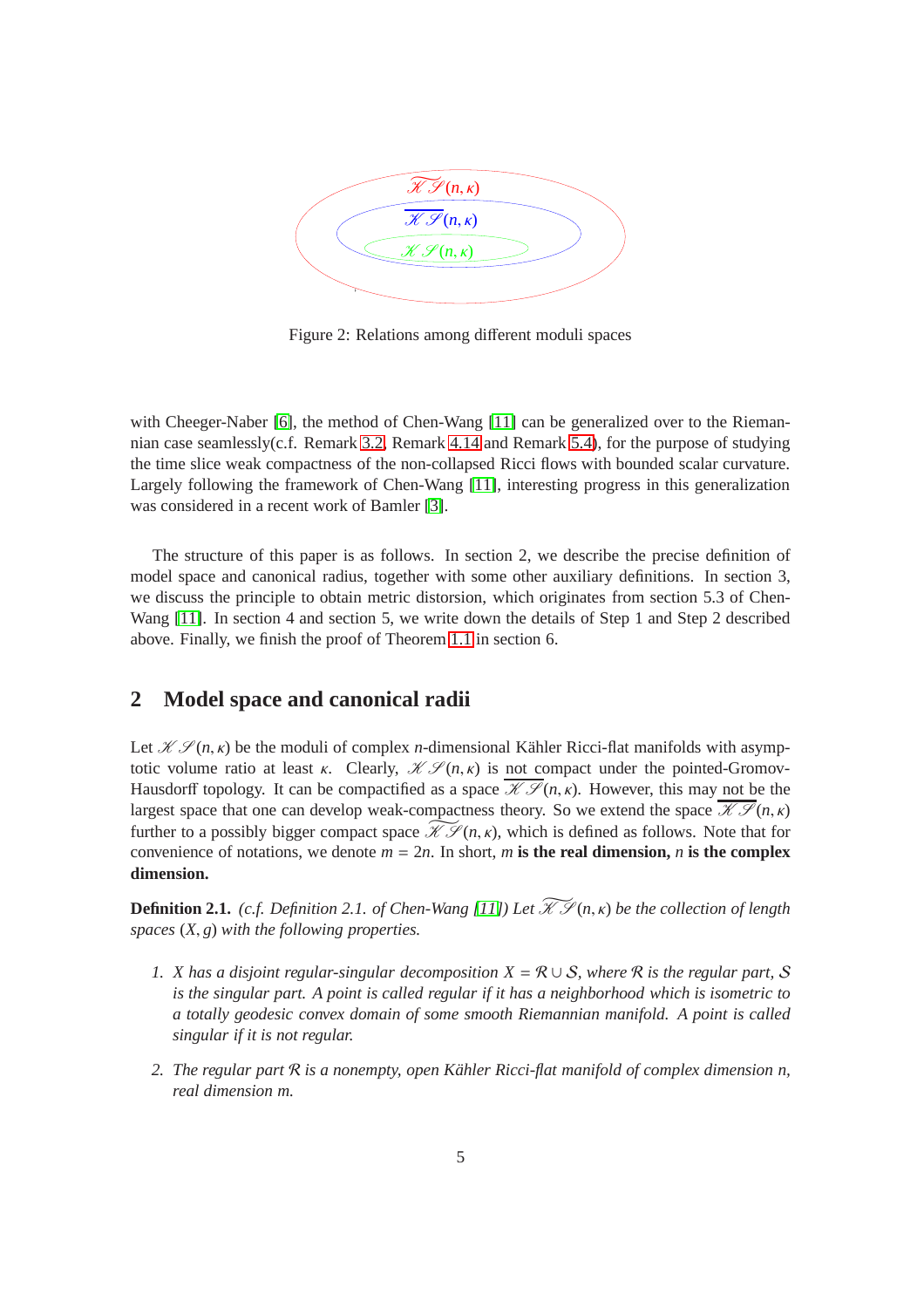$\widetilde{\mathscr{KS}}(n,\kappa)$

$\overline{\mathscr{KS}}(n,\kappa)$

$\mathscr{KS}(n,\kappa)$

Figure 2: Relations among different moduli spaces

with Cheeger-Naber [6], the method of Chen-Wang [11] can be generalized over to the Riemannian case seamlessly(c.f. Remark 3.2, Remark 4.14 and Remark 5.4), for the purpose of studying the time slice weak compactness of the non-collapsed Ricci flows with bounded scalar curvature. Largely following the framework of Chen-Wang [11], interesting progress in this generalization was considered in a recent work of Bamler [3].

The structure of this paper is as follows. In section 2, we describe the precise definition of model space and canonical radius, together with some other auxiliary definitions. In section 3, we discuss the principle to obtain metric distorsion, which originates from section 5.3 of Chen-Wang [11]. In section 4 and section 5, we write down the details of Step 1 and Step 2 described above. Finally, we finish the proof of Theorem 1.1 in section 6.

## 2 Model space and canonical radii

Let $\mathscr{KS}(n,\kappa)$ be the moduli of complex $n$-dimensional Kähler Ricci-flat manifolds with asymptotic volume ratio at least $\kappa$. Clearly, $\mathscr{KS}(n,\kappa)$ is not compact under the pointed-Gromov-Hausdorff topology. It can be compactified as a space $\overline{\mathscr{KS}}(n,\kappa)$. However, this may not be the largest space that one can develop weak-compactness theory. So we extend the space $\overline{\mathscr{KS}}(n,\kappa)$ further to a possibly bigger compact space $\widetilde{\mathscr{KS}}(n,\kappa)$, which is defined as follows. Note that for convenience of notations, we denote $m = 2n$. In short, $m$ **is the real dimension,** $n$ **is the complex dimension.**

**Definition 2.1.** *(c.f. Definition 2.1. of Chen-Wang [11]) Let $\widetilde{\mathscr{KS}}(n,\kappa)$ be the collection of length spaces $(X,g)$ with the following properties.*

1. *$X$ has a disjoint regular-singular decomposition $X = \mathcal{R} \cup \mathcal{S}$, where $\mathcal{R}$ is the regular part, $\mathcal{S}$ is the singular part. A point is called regular if it has a neighborhood which is isometric to a totally geodesic convex domain of some smooth Riemannian manifold. A point is called singular if it is not regular.*

2. *The regular part $\mathcal{R}$ is a nonempty, open Kähler Ricci-flat manifold of complex dimension $n$, real dimension $m$.*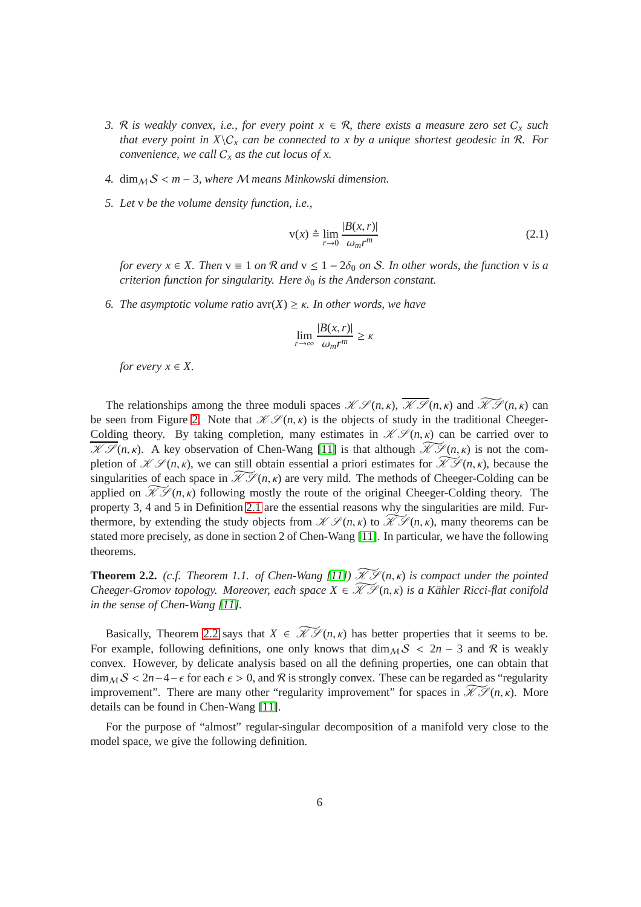3. *$\mathcal{R}$ is weakly convex, i.e., for every point $x \in \mathcal{R}$, there exists a measure zero set $\mathcal{C}_x$ such that every point in $X \backslash \mathcal{C}_x$ can be connected to $x$ by a unique shortest geodesic in $\mathcal{R}$. For convenience, we call $\mathcal{C}_x$ as the cut locus of $x$.*

4. *$\dim_{\mathcal{M}} \mathcal{S} < m-3$, where $\mathcal{M}$ means Minkowski dimension.*

5. *Let $\mathrm{v}$ be the volume density function, i.e.,*

$$\mathrm{v}(x) \triangleq \lim_{r \to 0} \frac{|B(x,r)|}{\omega_m r^m} \tag{2.1}$$

*for every $x \in X$. Then $\mathrm{v} \equiv 1$ on $\mathcal{R}$ and $\mathrm{v} \leq 1 - 2\delta_0$ on $\mathcal{S}$. In other words, the function $\mathrm{v}$ is a criterion function for singularity. Here $\delta_0$ is the Anderson constant.*

6. *The asymptotic volume ratio $\mathrm{avr}(X) \geq \kappa$. In other words, we have*

$$\lim_{r \to \infty} \frac{|B(x,r)|}{\omega_m r^m} \geq \kappa$$

*for every $x \in X$.*

The relationships among the three moduli spaces $\mathscr{K}\mathscr{S}(n,\kappa)$, $\overline{\mathscr{K}\mathscr{S}}(n,\kappa)$ and $\widetilde{\mathscr{K}\mathscr{S}}(n,\kappa)$ can be seen from Figure 2. Note that $\mathscr{K}\mathscr{S}(n,\kappa)$ is the objects of study in the traditional Cheeger-Colding theory. By taking completion, many estimates in $\mathscr{K}\mathscr{S}(n,\kappa)$ can be carried over to $\overline{\mathscr{K}\mathscr{S}}(n,\kappa)$. A key observation of Chen-Wang [11] is that although $\widetilde{\mathscr{K}\mathscr{S}}(n,\kappa)$ is not the completion of $\mathscr{K}\mathscr{S}(n,\kappa)$, we can still obtain essential a priori estimates for $\widetilde{\mathscr{K}\mathscr{S}}(n,\kappa)$, because the singularities of each space in $\widetilde{\mathscr{K}\mathscr{S}}(n,\kappa)$ are very mild. The methods of Cheeger-Colding can be applied on $\widetilde{\mathscr{K}\mathscr{S}}(n,\kappa)$ following mostly the route of the original Cheeger-Colding theory. The property 3, 4 and 5 in Definition 2.1 are the essential reasons why the singularities are mild. Furthermore, by extending the study objects from $\mathscr{K}\mathscr{S}(n,\kappa)$ to $\widetilde{\mathscr{K}\mathscr{S}}(n,\kappa)$, many theorems can be stated more precisely, as done in section 2 of Chen-Wang [11]. In particular, we have the following theorems.

**Theorem 2.2.** *(c.f. Theorem 1.1. of Chen-Wang [11]) $\widetilde{\mathscr{K}\mathscr{S}}(n,\kappa)$ is compact under the pointed Cheeger-Gromov topology. Moreover, each space $X \in \widetilde{\mathscr{K}\mathscr{S}}(n,\kappa)$ is a Kähler Ricci-flat conifold in the sense of Chen-Wang [11].*

Basically, Theorem 2.2 says that $X \in \widetilde{\mathscr{K}\mathscr{S}}(n,\kappa)$ has better properties that it seems to be. For example, following definitions, one only knows that $\dim_{\mathcal{M}} \mathcal{S} < 2n-3$ and $\mathcal{R}$ is weakly convex. However, by delicate analysis based on all the defining properties, one can obtain that $\dim_{\mathcal{M}} \mathcal{S} < 2n-4-\epsilon$ for each $\epsilon > 0$, and $\mathcal{R}$ is strongly convex. These can be regarded as "regularity improvement". There are many other "regularity improvement" for spaces in $\widetilde{\mathscr{K}\mathscr{S}}(n,\kappa)$. More details can be found in Chen-Wang [11].

For the purpose of "almost" regular-singular decomposition of a manifold very close to the model space, we give the following definition.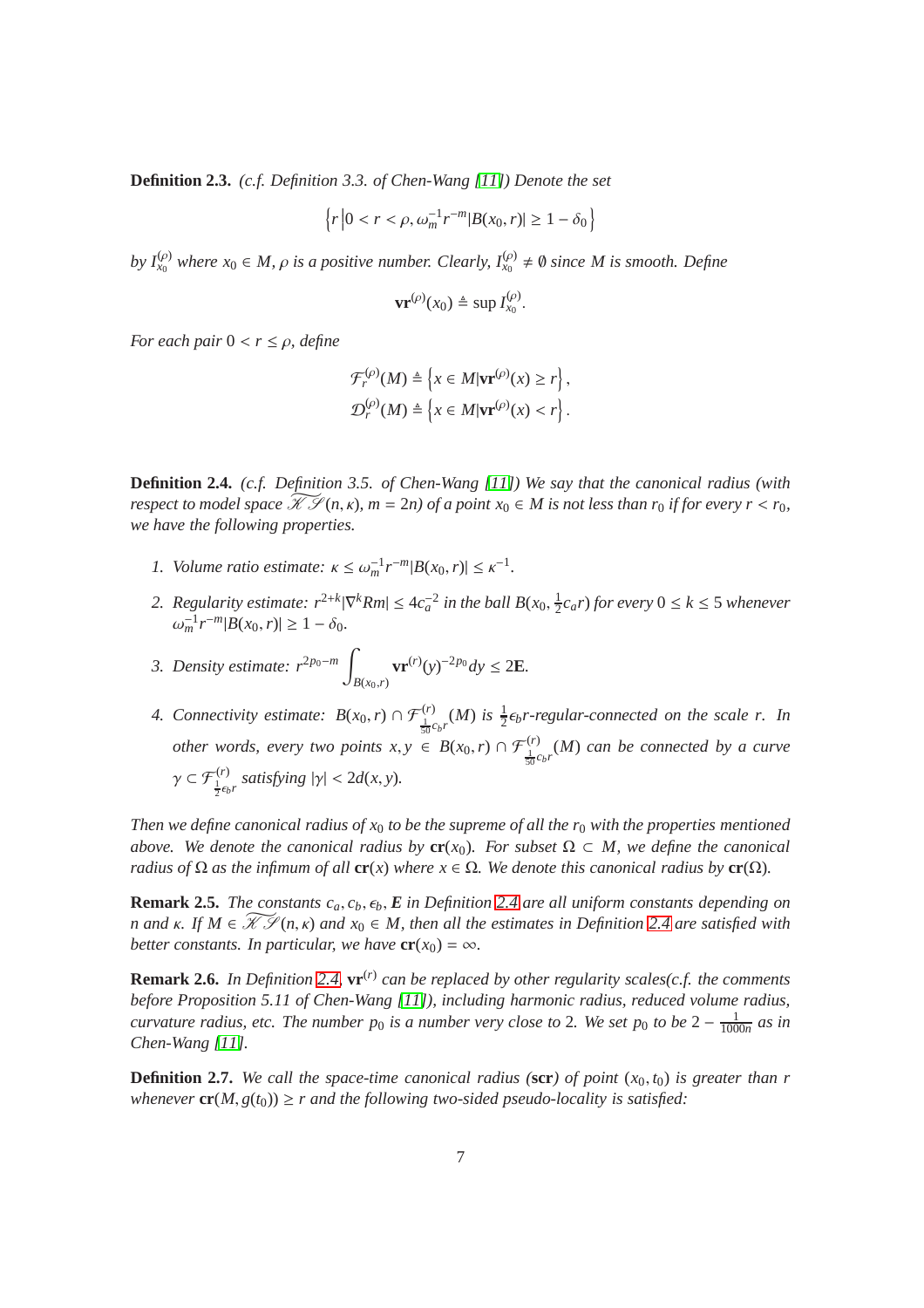**Definition 2.3.** *(c.f. Definition 3.3. of Chen-Wang [11]) Denote the set*

$$\left\{ r \,\middle|\, 0 < r < \rho, \omega_m^{-1} r^{-m} |B(x_0, r)| \geq 1 - \delta_0 \right\}$$

*by $I_{x_0}^{(\rho)}$ where $x_0 \in M$, $\rho$ is a positive number. Clearly, $I_{x_0}^{(\rho)} \neq \emptyset$ since $M$ is smooth. Define*

$$\mathbf{vr}^{(\rho)}(x_0) \triangleq \sup I_{x_0}^{(\rho)}.$$

*For each pair $0 < r \leq \rho$, define*

$$\mathcal{F}_r^{(\rho)}(M) \triangleq \left\{ x \in M | \mathbf{vr}^{(\rho)}(x) \geq r \right\},$$
$$\mathcal{D}_r^{(\rho)}(M) \triangleq \left\{ x \in M | \mathbf{vr}^{(\rho)}(x) < r \right\}.$$

**Definition 2.4.** *(c.f. Definition 3.5. of Chen-Wang [11]) We say that the canonical radius (with respect to model space $\widetilde{\mathscr{KS}}(n,\kappa)$, $m = 2n$) of a point $x_0 \in M$ is not less than $r_0$ if for every $r < r_0$, we have the following properties.*

1. *Volume ratio estimate: $\kappa \leq \omega_m^{-1} r^{-m} |B(x_0, r)| \leq \kappa^{-1}$.*
2. *Regularity estimate: $r^{2+k} |\nabla^k Rm| \leq 4c_a^{-2}$ in the ball $B(x_0, \frac{1}{2}c_a r)$ for every $0 \leq k \leq 5$ whenever $\omega_m^{-1} r^{-m} |B(x_0, r)| \geq 1 - \delta_0$.*
3. *Density estimate: $r^{2p_0 - m} \displaystyle\int_{B(x_0,r)} \mathbf{vr}^{(r)}(y)^{-2p_0} dy \leq 2\mathbf{E}$.*
4. *Connectivity estimate: $B(x_0, r) \cap \mathcal{F}_{\frac{1}{50}c_b r}^{(r)}(M)$ is $\frac{1}{2}\epsilon_b r$-regular-connected on the scale $r$. In other words, every two points $x, y \in B(x_0, r) \cap \mathcal{F}_{\frac{1}{50}c_b r}^{(r)}(M)$ can be connected by a curve $\gamma \subset \mathcal{F}_{\frac{1}{2}\epsilon_b r}^{(r)}$ satisfying $|\gamma| < 2d(x, y)$.*

*Then we define canonical radius of $x_0$ to be the supreme of all the $r_0$ with the properties mentioned above. We denote the canonical radius by $\mathbf{cr}(x_0)$. For subset $\Omega \subset M$, we define the canonical radius of $\Omega$ as the infimum of all $\mathbf{cr}(x)$ where $x \in \Omega$. We denote this canonical radius by $\mathbf{cr}(\Omega)$.*

**Remark 2.5.** *The constants $c_a, c_b, \epsilon_b, \mathbf{E}$ in Definition 2.4 are all uniform constants depending on $n$ and $\kappa$. If $M \in \widetilde{\mathscr{KS}}(n,\kappa)$ and $x_0 \in M$, then all the estimates in Definition 2.4 are satisfied with better constants. In particular, we have $\mathbf{cr}(x_0) = \infty$.*

**Remark 2.6.** *In Definition 2.4, $\mathbf{vr}^{(r)}$ can be replaced by other regularity scales(c.f. the comments before Proposition 5.11 of Chen-Wang [11]), including harmonic radius, reduced volume radius, curvature radius, etc. The number $p_0$ is a number very close to 2. We set $p_0$ to be $2 - \frac{1}{1000n}$ as in Chen-Wang [11].*

**Definition 2.7.** *We call the space-time canonical radius ($\mathbf{scr}$) of point $(x_0, t_0)$ is greater than $r$ whenever $\mathbf{cr}(M, g(t_0)) \geq r$ and the following two-sided pseudo-locality is satisfied:*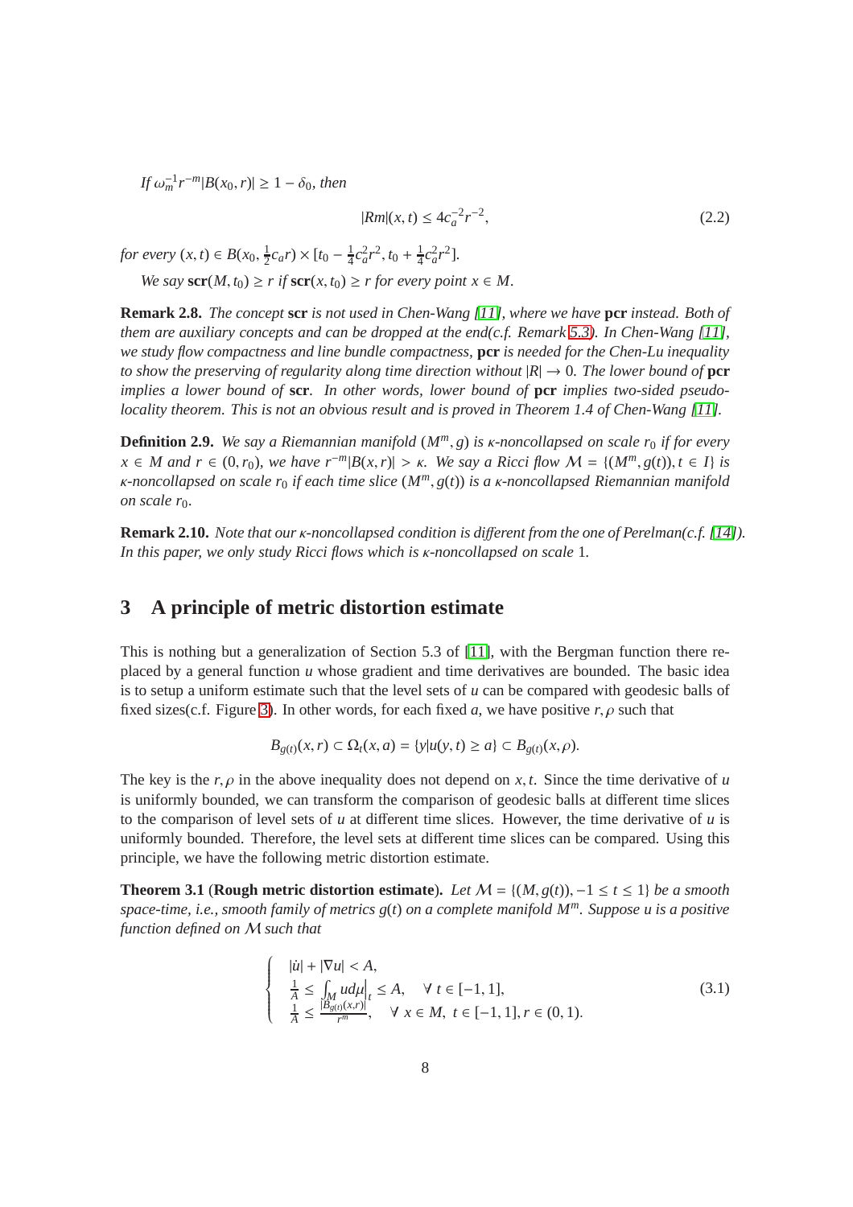*If $\omega_m^{-1} r^{-m}|B(x_0,r)| \geq 1-\delta_0$, then*

$$|Rm|(x,t) \leq 4c_a^{-2}r^{-2}, \tag{2.2}$$

*for every $(x,t) \in B(x_0, \frac{1}{2}c_a r) \times [t_0 - \frac{1}{4}c_a^2 r^2, t_0 + \frac{1}{4}c_a^2 r^2]$.*

*We say $\mathbf{scr}(M,t_0) \geq r$ if $\mathbf{scr}(x,t_0) \geq r$ for every point $x \in M$.*

**Remark 2.8.** *The concept* **scr** *is not used in Chen-Wang [11], where we have* **pcr** *instead. Both of them are auxiliary concepts and can be dropped at the end(c.f. Remark 5.3). In Chen-Wang [11], we study flow compactness and line bundle compactness,* **pcr** *is needed for the Chen-Lu inequality to show the preserving of regularity along time direction without $|R| \to 0$. The lower bound of* **pcr** *implies a lower bound of* **scr**. *In other words, lower bound of* **pcr** *implies two-sided pseudo-locality theorem. This is not an obvious result and is proved in Theorem 1.4 of Chen-Wang [11].*

**Definition 2.9.** *We say a Riemannian manifold $(M^m, g)$ is $\kappa$-noncollapsed on scale $r_0$ if for every $x \in M$ and $r \in (0, r_0)$, we have $r^{-m}|B(x,r)| > \kappa$. We say a Ricci flow $\mathcal{M} = \{(M^m, g(t)), t \in I\}$ is $\kappa$-noncollapsed on scale $r_0$ if each time slice $(M^m, g(t))$ is a $\kappa$-noncollapsed Riemannian manifold on scale $r_0$.*

**Remark 2.10.** *Note that our $\kappa$-noncollapsed condition is different from the one of Perelman(c.f. [14]). In this paper, we only study Ricci flows which is $\kappa$-noncollapsed on scale 1.*

## 3 A principle of metric distortion estimate

This is nothing but a generalization of Section 5.3 of [11], with the Bergman function there replaced by a general function $u$ whose gradient and time derivatives are bounded. The basic idea is to setup a uniform estimate such that the level sets of $u$ can be compared with geodesic balls of fixed sizes(c.f. Figure 3). In other words, for each fixed $a$, we have positive $r, \rho$ such that

$$B_{g(t)}(x,r) \subset \Omega_t(x,a) = \{y|u(y,t) \geq a\} \subset B_{g(t)}(x,\rho).$$

The key is the $r, \rho$ in the above inequality does not depend on $x, t$. Since the time derivative of $u$ is uniformly bounded, we can transform the comparison of geodesic balls at different time slices to the comparison of level sets of $u$ at different time slices. However, the time derivative of $u$ is uniformly bounded. Therefore, the level sets at different time slices can be compared. Using this principle, we have the following metric distortion estimate.

**Theorem 3.1** (**Rough metric distortion estimate**). *Let $\mathcal{M} = \{(M, g(t)), -1 \leq t \leq 1\}$ be a smooth space-time, i.e., smooth family of metrics $g(t)$ on a complete manifold $M^m$. Suppose $u$ is a positive function defined on $\mathcal{M}$ such that*

$$\begin{cases} |\dot{u}| + |\nabla u| < A, \\ \frac{1}{A} \leq \int_M u d\mu \Big|_t \leq A, \quad \forall\, t \in [-1,1], \\ \frac{1}{A} \leq \frac{|B_{g(t)}(x,r)|}{r^m}, \quad \forall\, x \in M,\ t \in [-1,1], r \in (0,1). \end{cases} \tag{3.1}$$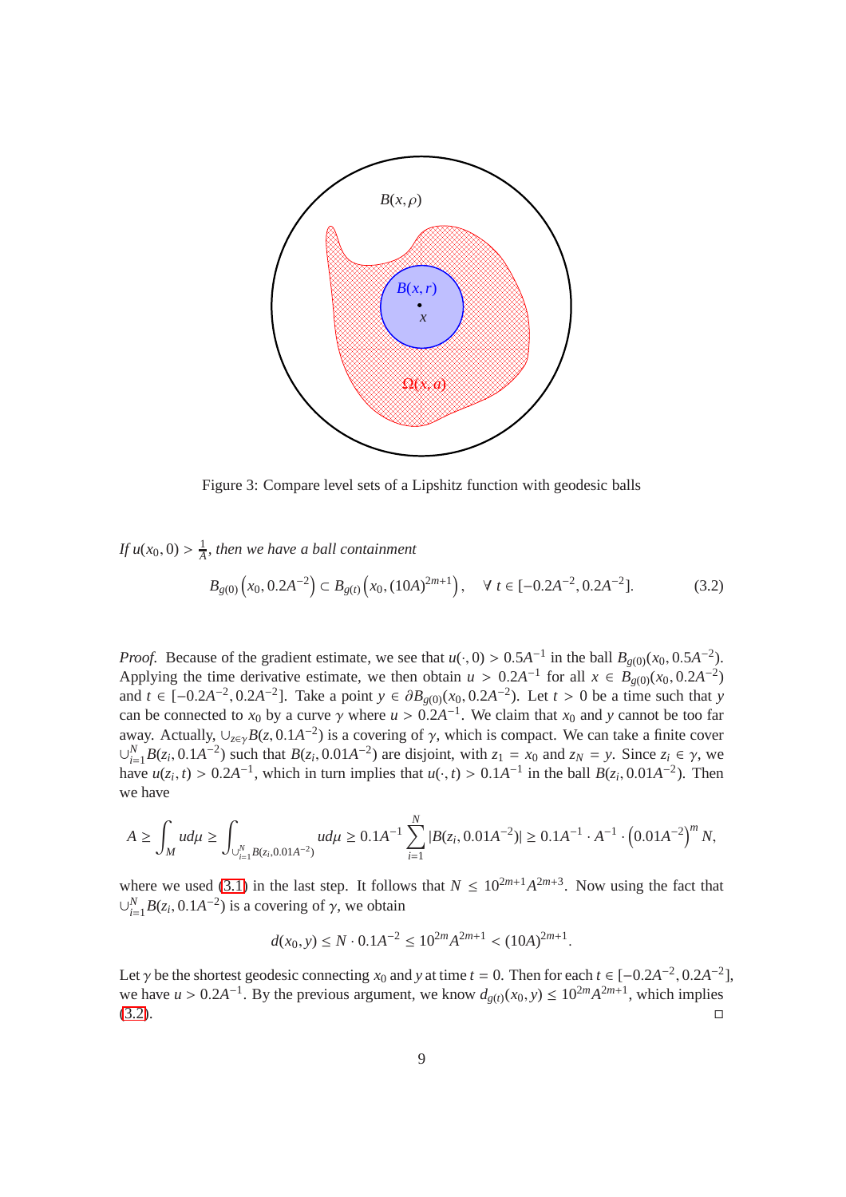Figure 3: Compare level sets of a Lipshitz function with geodesic balls

*If $u(x_0, 0) > \frac{1}{A}$, then we have a ball containment*

$$B_{g(0)}\left(x_0, 0.2A^{-2}\right) \subset B_{g(t)}\left(x_0, (10A)^{2m+1}\right), \quad \forall\, t \in [-0.2A^{-2}, 0.2A^{-2}]. \tag{3.2}$$

*Proof.* Because of the gradient estimate, we see that $u(\cdot, 0) > 0.5A^{-1}$ in the ball $B_{g(0)}(x_0, 0.5A^{-2})$. Applying the time derivative estimate, we then obtain $u > 0.2A^{-1}$ for all $x \in B_{g(0)}(x_0, 0.2A^{-2})$ and $t \in [-0.2A^{-2}, 0.2A^{-2}]$. Take a point $y \in \partial B_{g(0)}(x_0, 0.2A^{-2})$. Let $t > 0$ be a time such that $y$ can be connected to $x_0$ by a curve $\gamma$ where $u > 0.2A^{-1}$. We claim that $x_0$ and $y$ cannot be too far away. Actually, $\cup_{z \in \gamma} B(z, 0.1A^{-2})$ is a covering of $\gamma$, which is compact. We can take a finite cover $\cup_{i=1}^{N} B(z_i, 0.1A^{-2})$ such that $B(z_i, 0.01A^{-2})$ are disjoint, with $z_1 = x_0$ and $z_N = y$. Since $z_i \in \gamma$, we have $u(z_i, t) > 0.2A^{-1}$, which in turn implies that $u(\cdot, t) > 0.1A^{-1}$ in the ball $B(z_i, 0.01A^{-2})$. Then we have

$$A \geq \int_M u d\mu \geq \int_{\cup_{i=1}^{N} B(z_i, 0.01A^{-2})} u d\mu \geq 0.1A^{-1} \sum_{i=1}^{N} |B(z_i, 0.01A^{-2})| \geq 0.1A^{-1} \cdot A^{-1} \cdot \left(0.01A^{-2}\right)^m N,$$

where we used (3.1) in the last step. It follows that $N \leq 10^{2m+1} A^{2m+3}$. Now using the fact that $\cup_{i=1}^{N} B(z_i, 0.1A^{-2})$ is a covering of $\gamma$, we obtain

$$d(x_0, y) \leq N \cdot 0.1A^{-2} \leq 10^{2m} A^{2m+1} < (10A)^{2m+1}.$$

Let $\gamma$ be the shortest geodesic connecting $x_0$ and $y$ at time $t = 0$. Then for each $t \in [-0.2A^{-2}, 0.2A^{-2}]$, we have $u > 0.2A^{-1}$. By the previous argument, we know $d_{g(t)}(x_0, y) \leq 10^{2m} A^{2m+1}$, which implies (3.2). □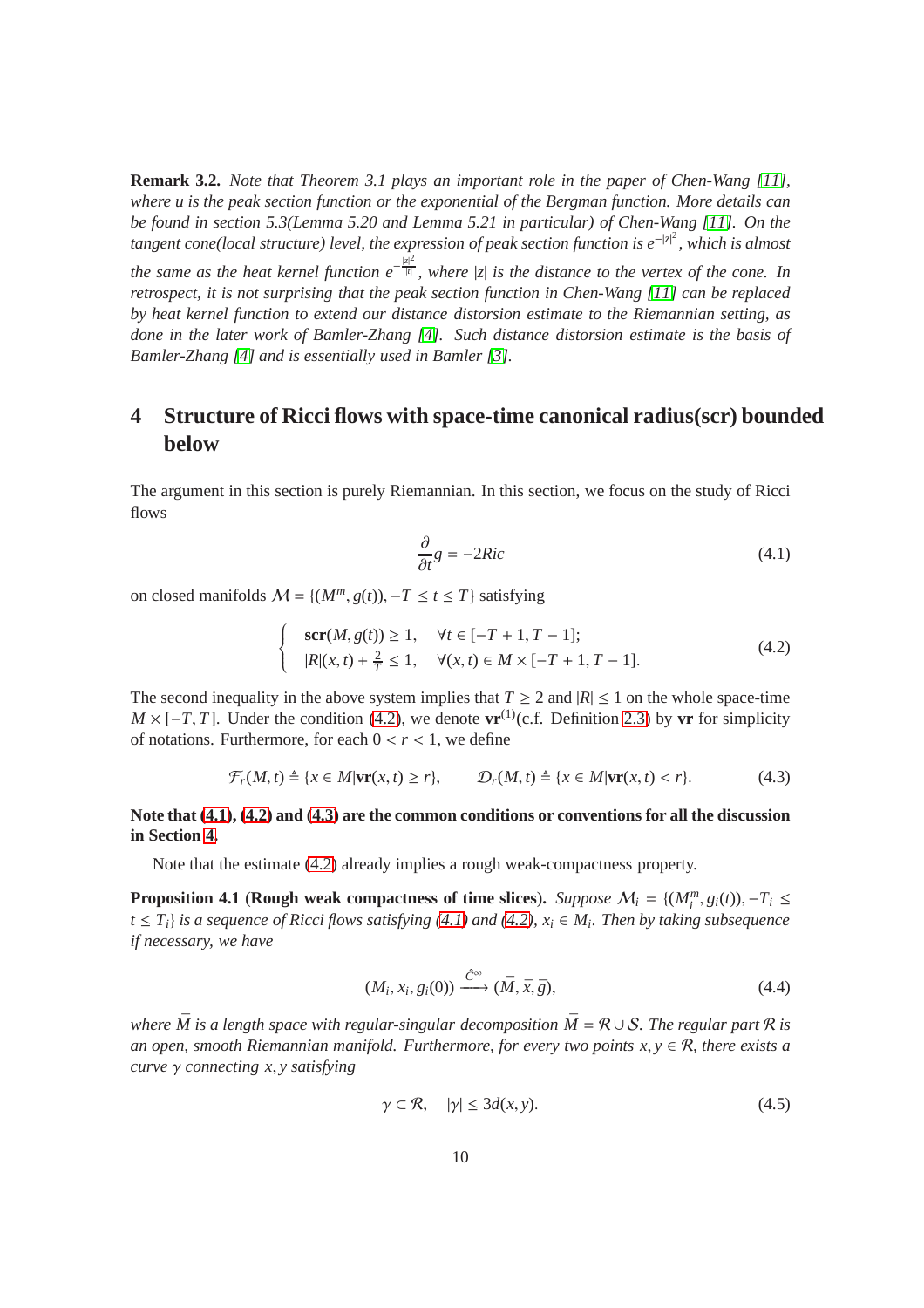**Remark 3.2.** *Note that Theorem 3.1 plays an important role in the paper of Chen-Wang [11], where $u$ is the peak section function or the exponential of the Bergman function. More details can be found in section 5.3(Lemma 5.20 and Lemma 5.21 in particular) of Chen-Wang [11]. On the tangent cone(local structure) level, the expression of peak section function is $e^{-|z|^2}$, which is almost the same as the heat kernel function $e^{-\frac{|z|^2}{|t|}}$, where $|z|$ is the distance to the vertex of the cone. In retrospect, it is not surprising that the peak section function in Chen-Wang [11] can be replaced by heat kernel function to extend our distance distorsion estimate to the Riemannian setting, as done in the later work of Bamler-Zhang [4]. Such distance distorsion estimate is the basis of Bamler-Zhang [4] and is essentially used in Bamler [3].*

# 4 Structure of Ricci flows with space-time canonical radius(scr) bounded below

The argument in this section is purely Riemannian. In this section, we focus on the study of Ricci flows

$$\frac{\partial}{\partial t}g = -2Ric \tag{4.1}$$

on closed manifolds $\mathcal{M} = \{(M^m, g(t)), -T \leq t \leq T\}$ satisfying

$$\begin{cases} \mathbf{scr}(M, g(t)) \geq 1, & \forall t \in [-T+1, T-1]; \\ |R|(x,t) + \frac{2}{T} \leq 1, & \forall (x,t) \in M \times [-T+1, T-1]. \end{cases} \tag{4.2}$$

The second inequality in the above system implies that $T \geq 2$ and $|R| \leq 1$ on the whole space-time $M \times [-T, T]$. Under the condition (4.2), we denote $\mathbf{vr}^{(1)}$(c.f. Definition 2.3) by $\mathbf{vr}$ for simplicity of notations. Furthermore, for each $0 < r < 1$, we define

$$\mathcal{F}_r(M,t) \triangleq \{x \in M | \mathbf{vr}(x,t) \geq r\}, \qquad \mathcal{D}_r(M,t) \triangleq \{x \in M | \mathbf{vr}(x,t) < r\}. \tag{4.3}$$

**Note that (4.1), (4.2) and (4.3) are the common conditions or conventions for all the discussion in Section 4.**

Note that the estimate (4.2) already implies a rough weak-compactness property.

**Proposition 4.1** (**Rough weak compactness of time slices**). *Suppose $\mathcal{M}_i = \{(M_i^m, g_i(t)), -T_i \leq t \leq T_i\}$ is a sequence of Ricci flows satisfying (4.1) and (4.2), $x_i \in M_i$. Then by taking subsequence if necessary, we have*

$$(M_i, x_i, g_i(0)) \xrightarrow{\hat{C}^\infty} (\bar{M}, \bar{x}, \bar{g}), \tag{4.4}$$

*where $\bar{M}$ is a length space with regular-singular decomposition $\bar{M} = \mathcal{R} \cup \mathcal{S}$. The regular part $\mathcal{R}$ is an open, smooth Riemannian manifold. Furthermore, for every two points $x, y \in \mathcal{R}$, there exists a curve $\gamma$ connecting $x, y$ satisfying*

$$\gamma \subset \mathcal{R}, \quad |\gamma| \leq 3d(x,y). \tag{4.5}$$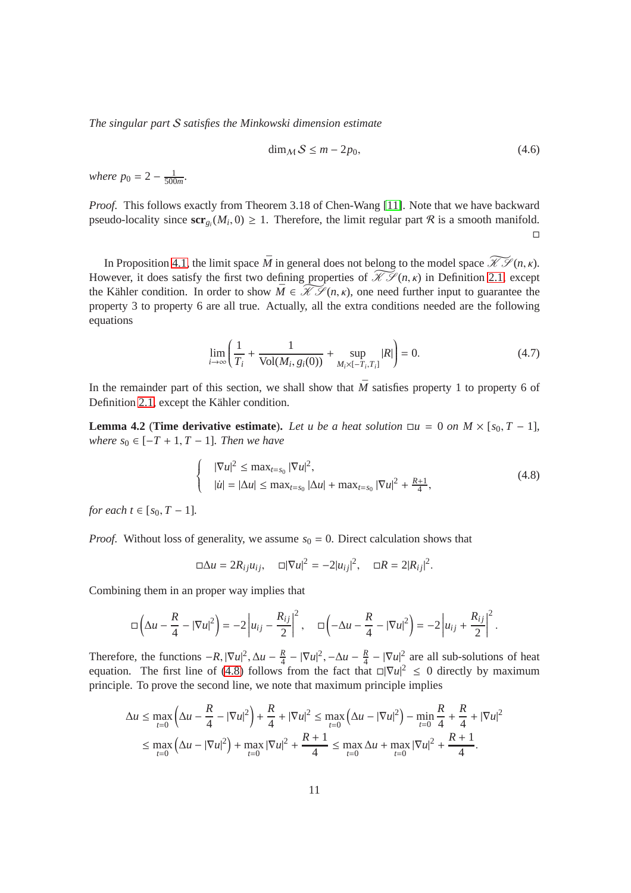*The singular part $\mathcal{S}$ satisfies the Minkowski dimension estimate*

$$\dim_{\mathcal{M}} \mathcal{S} \leq m - 2p_0, \tag{4.6}$$

*where $p_0 = 2 - \frac{1}{500m}$.*

*Proof.* This follows exactly from Theorem 3.18 of Chen-Wang [11]. Note that we have backward pseudo-locality since $\mathbf{scr}_{g_i}(M_i, 0) \geq 1$. Therefore, the limit regular part $\mathcal{R}$ is a smooth manifold. □

In Proposition 4.1, the limit space $\bar{M}$ in general does not belong to the model space $\widetilde{\mathscr{K}\mathscr{S}}(n,\kappa)$. However, it does satisfy the first two defining properties of $\widetilde{\mathscr{K}\mathscr{S}}(n,\kappa)$ in Definition 2.1, except the Kähler condition. In order to show $\bar{M} \in \widetilde{\mathscr{K}\mathscr{S}}(n,\kappa)$, one need further input to guarantee the property 3 to property 6 are all true. Actually, all the extra conditions needed are the following equations

$$\lim_{i\to\infty} \left( \frac{1}{T_i} + \frac{1}{\mathrm{Vol}(M_i, g_i(0))} + \sup_{M_i \times [-T_i, T_i]} |R| \right) = 0. \tag{4.7}$$

In the remainder part of this section, we shall show that $\bar{M}$ satisfies property 1 to property 6 of Definition 2.1, except the Kähler condition.

**Lemma 4.2** (**Time derivative estimate**). *Let $u$ be a heat solution $\square u = 0$ on $M \times [s_0, T-1]$, where $s_0 \in [-T+1, T-1]$. Then we have*

$$\begin{cases} |\nabla u|^2 \leq \max_{t=s_0} |\nabla u|^2, \\ |\dot{u}| = |\Delta u| \leq \max_{t=s_0} |\Delta u| + \max_{t=s_0} |\nabla u|^2 + \frac{R+1}{4}, \end{cases} \tag{4.8}$$

*for each $t \in [s_0, T-1]$.*

*Proof.* Without loss of generality, we assume $s_0 = 0$. Direct calculation shows that

$$\square \Delta u = 2R_{ij}u_{ij}, \quad \square |\nabla u|^2 = -2|u_{ij}|^2, \quad \square R = 2|R_{ij}|^2.$$

Combining them in an proper way implies that

$$\square \left( \Delta u - \frac{R}{4} - |\nabla u|^2 \right) = -2 \left| u_{ij} - \frac{R_{ij}}{2} \right|^2, \quad \square \left( -\Delta u - \frac{R}{4} - |\nabla u|^2 \right) = -2 \left| u_{ij} + \frac{R_{ij}}{2} \right|^2.$$

Therefore, the functions $-R, |\nabla u|^2, \Delta u - \frac{R}{4} - |\nabla u|^2, -\Delta u - \frac{R}{4} - |\nabla u|^2$ are all sub-solutions of heat equation. The first line of (4.8) follows from the fact that $\square |\nabla u|^2 \leq 0$ directly by maximum principle. To prove the second line, we note that maximum principle implies

$$\begin{aligned} \Delta u &\leq \max_{t=0} \left( \Delta u - \frac{R}{4} - |\nabla u|^2 \right) + \frac{R}{4} + |\nabla u|^2 \leq \max_{t=0} \left( \Delta u - |\nabla u|^2 \right) - \min_{t=0} \frac{R}{4} + \frac{R}{4} + |\nabla u|^2 \\ &\leq \max_{t=0} \left( \Delta u - |\nabla u|^2 \right) + \max_{t=0} |\nabla u|^2 + \frac{R+1}{4} \leq \max_{t=0} \Delta u + \max_{t=0} |\nabla u|^2 + \frac{R+1}{4}. \end{aligned}$$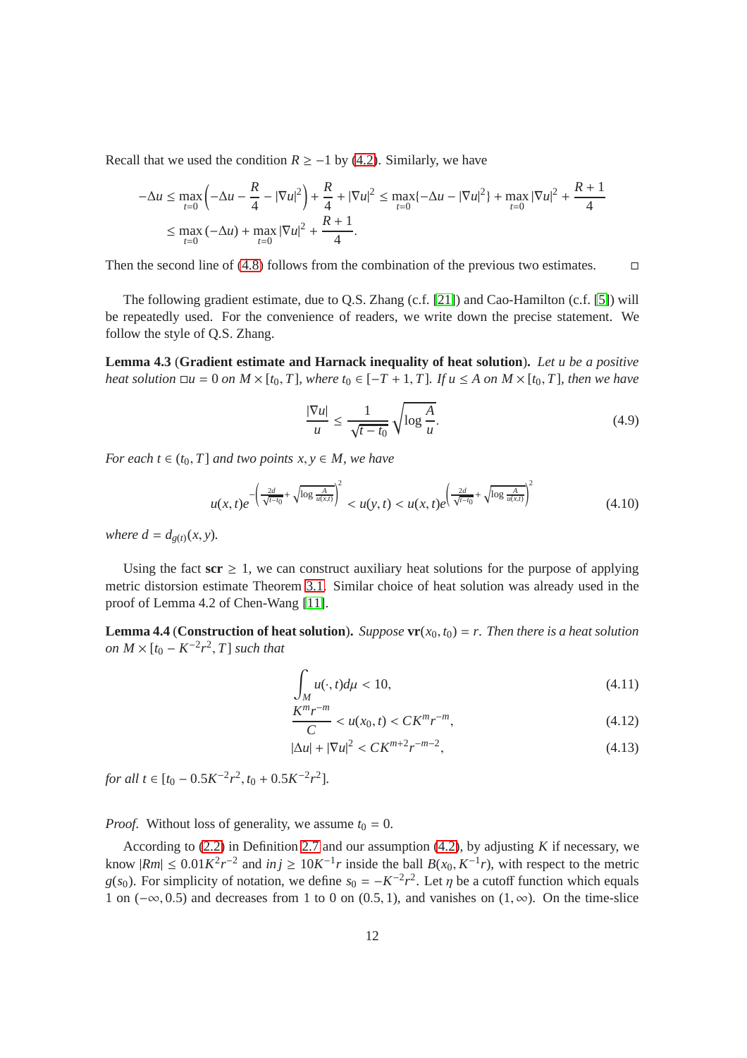Recall that we used the condition $R \geq -1$ by (4.2). Similarly, we have

$$
\begin{aligned}
-\Delta u &\leq \max_{t=0}\left(-\Delta u - \frac{R}{4} - |\nabla u|^2\right) + \frac{R}{4} + |\nabla u|^2 \leq \max_{t=0}\{-\Delta u - |\nabla u|^2\} + \max_{t=0}|\nabla u|^2 + \frac{R+1}{4} \\
&\leq \max_{t=0}(-\Delta u) + \max_{t=0}|\nabla u|^2 + \frac{R+1}{4}.
\end{aligned}
$$

Then the second line of (4.8) follows from the combination of the previous two estimates. □

The following gradient estimate, due to Q.S. Zhang (c.f. [21]) and Cao-Hamilton (c.f. [5]) will be repeatedly used. For the convenience of readers, we write down the precise statement. We follow the style of Q.S. Zhang.

**Lemma 4.3** (**Gradient estimate and Harnack inequality of heat solution**). *Let $u$ be a positive heat solution $\square u = 0$ on $M \times [t_0, T]$, where $t_0 \in [-T+1, T]$. If $u \leq A$ on $M \times [t_0, T]$, then we have*

$$
\frac{|\nabla u|}{u} \leq \frac{1}{\sqrt{t-t_0}}\sqrt{\log\frac{A}{u}}. \tag{4.9}
$$

*For each $t \in (t_0, T]$ and two points $x, y \in M$, we have*

$$
u(x,t)e^{-\left(\frac{2d}{\sqrt{t-t_0}} + \sqrt{\log\frac{A}{u(x,t)}}\right)^2} < u(y,t) < u(x,t)e^{\left(\frac{2d}{\sqrt{t-t_0}} + \sqrt{\log\frac{A}{u(x,t)}}\right)^2} \tag{4.10}
$$

*where $d = d_{g(t)}(x,y)$.*

Using the fact $\mathbf{scr} \geq 1$, we can construct auxiliary heat solutions for the purpose of applying metric distorsion estimate Theorem 3.1. Similar choice of heat solution was already used in the proof of Lemma 4.2 of Chen-Wang [11].

**Lemma 4.4** (**Construction of heat solution**). *Suppose $\mathbf{vr}(x_0, t_0) = r$. Then there is a heat solution on $M \times [t_0 - K^{-2}r^2, T]$ such that*

$$
\int_M u(\cdot,t)d\mu < 10, \tag{4.11}
$$

$$
\frac{K^m r^{-m}}{C} < u(x_0, t) < CK^m r^{-m}, \tag{4.12}
$$

$$
|\Delta u| + |\nabla u|^2 < CK^{m+2}r^{-m-2}, \tag{4.13}
$$

*for all $t \in [t_0 - 0.5K^{-2}r^2, t_0 + 0.5K^{-2}r^2]$.*

*Proof.* Without loss of generality, we assume $t_0 = 0$.

According to (2.2) in Definition 2.7 and our assumption (4.2), by adjusting $K$ if necessary, we know $|Rm| \leq 0.01K^2r^{-2}$ and $inj \geq 10K^{-1}r$ inside the ball $B(x_0, K^{-1}r)$, with respect to the metric $g(s_0)$. For simplicity of notation, we define $s_0 = -K^{-2}r^2$. Let $\eta$ be a cutoff function which equals 1 on $(-\infty, 0.5)$ and decreases from 1 to 0 on $(0.5, 1)$, and vanishes on $(1, \infty)$. On the time-slice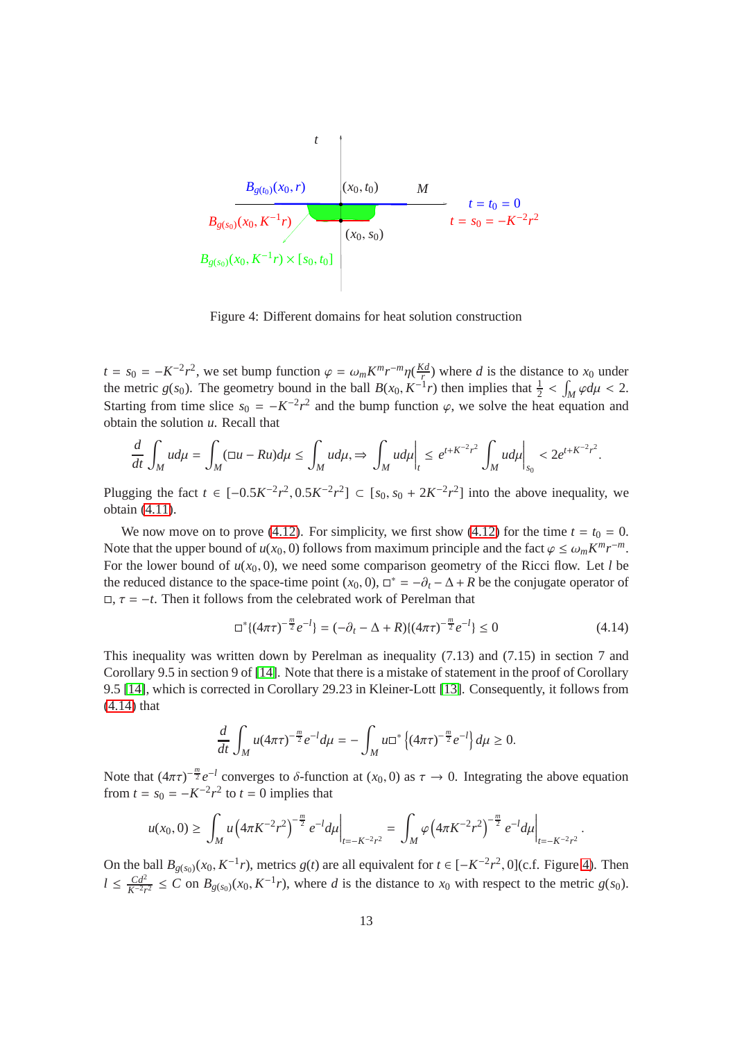Figure 4: Different domains for heat solution construction

$t = s_0 = -K^{-2}r^2$, we set bump function $\varphi = \omega_m K^m r^{-m} \eta(\frac{Kd}{r})$ where $d$ is the distance to $x_0$ under the metric $g(s_0)$. The geometry bound in the ball $B(x_0, K^{-1}r)$ then implies that $\frac{1}{2} < \int_M \varphi d\mu < 2$. Starting from time slice $s_0 = -K^{-2}r^2$ and the bump function $\varphi$, we solve the heat equation and obtain the solution $u$. Recall that

$$\frac{d}{dt}\int_M u d\mu = \int_M (\square u - Ru) d\mu \leq \int_M u d\mu, \Rightarrow \int_M u d\mu \Big|_t \leq e^{t+K^{-2}r^2} \int_M u d\mu \Big|_{s_0} < 2e^{t+K^{-2}r^2}.$$

Plugging the fact $t \in [-0.5K^{-2}r^2, 0.5K^{-2}r^2] \subset [s_0, s_0 + 2K^{-2}r^2]$ into the above inequality, we obtain (4.11).

We now move on to prove (4.12). For simplicity, we first show (4.12) for the time $t = t_0 = 0$. Note that the upper bound of $u(x_0, 0)$ follows from maximum principle and the fact $\varphi \leq \omega_m K^m r^{-m}$. For the lower bound of $u(x_0, 0)$, we need some comparison geometry of the Ricci flow. Let $l$ be the reduced distance to the space-time point $(x_0, 0)$, $\square^* = -\partial_t - \Delta + R$ be the conjugate operator of $\square$, $\tau = -t$. Then it follows from the celebrated work of Perelman that

$$\square^*\{(4\pi\tau)^{-\frac{m}{2}} e^{-l}\} = (-\partial_t - \Delta + R)\{(4\pi\tau)^{-\frac{m}{2}} e^{-l}\} \leq 0 \tag{4.14}$$

This inequality was written down by Perelman as inequality (7.13) and (7.15) in section 7 and Corollary 9.5 in section 9 of [14]. Note that there is a mistake of statement in the proof of Corollary 9.5 [14], which is corrected in Corollary 29.23 in Kleiner-Lott [13]. Consequently, it follows from (4.14) that

$$\frac{d}{dt}\int_M u(4\pi\tau)^{-\frac{m}{2}} e^{-l} d\mu = -\int_M u\square^* \left\{(4\pi\tau)^{-\frac{m}{2}} e^{-l}\right\} d\mu \geq 0.$$

Note that $(4\pi\tau)^{-\frac{m}{2}} e^{-l}$ converges to $\delta$-function at $(x_0, 0)$ as $\tau \to 0$. Integrating the above equation from $t = s_0 = -K^{-2}r^2$ to $t = 0$ implies that

$$u(x_0, 0) \geq \int_M u \left(4\pi K^{-2}r^2\right)^{-\frac{m}{2}} e^{-l} d\mu \Big|_{t=-K^{-2}r^2} = \int_M \varphi \left(4\pi K^{-2}r^2\right)^{-\frac{m}{2}} e^{-l} d\mu \Big|_{t=-K^{-2}r^2}.$$

On the ball $B_{g(s_0)}(x_0, K^{-1}r)$, metrics $g(t)$ are all equivalent for $t \in [-K^{-2}r^2, 0]$(c.f. Figure 4). Then $l \leq \frac{Cd^2}{K^{-2}r^2} \leq C$ on $B_{g(s_0)}(x_0, K^{-1}r)$, where $d$ is the distance to $x_0$ with respect to the metric $g(s_0)$.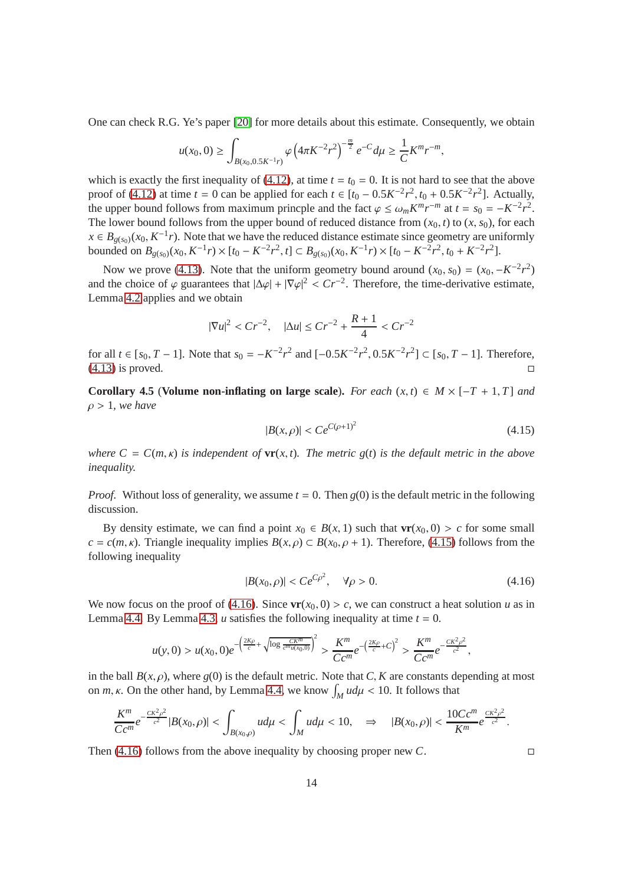One can check R.G. Ye's paper [20] for more details about this estimate. Consequently, we obtain

$$u(x_0, 0) \geq \int_{B(x_0, 0.5K^{-1}r)} \varphi \left(4\pi K^{-2}r^2\right)^{-\frac{m}{2}} e^{-C} d\mu \geq \frac{1}{C} K^m r^{-m},$$

which is exactly the first inequality of (4.12), at time $t = t_0 = 0$. It is not hard to see that the above proof of (4.12) at time $t = 0$ can be applied for each $t \in [t_0 - 0.5K^{-2}r^2, t_0 + 0.5K^{-2}r^2]$. Actually, the upper bound follows from maximum princple and the fact $\varphi \leq \omega_m K^m r^{-m}$ at $t = s_0 = -K^{-2}r^2$. The lower bound follows from the upper bound of reduced distance from $(x_0, t)$ to $(x, s_0)$, for each $x \in B_{g(s_0)}(x_0, K^{-1}r)$. Note that we have the reduced distance estimate since geometry are uniformly bounded on $B_{g(s_0)}(x_0, K^{-1}r) \times [t_0 - K^{-2}r^2, t] \subset B_{g(s_0)}(x_0, K^{-1}r) \times [t_0 - K^{-2}r^2, t_0 + K^{-2}r^2]$.

Now we prove (4.13). Note that the uniform geometry bound around $(x_0, s_0) = (x_0, -K^{-2}r^2)$ and the choice of $\varphi$ guarantees that $|\Delta \varphi| + |\nabla \varphi|^2 < Cr^{-2}$. Therefore, the time-derivative estimate, Lemma 4.2 applies and we obtain

$$|\nabla u|^2 < Cr^{-2}, \quad |\Delta u| \leq Cr^{-2} + \frac{R+1}{4} < Cr^{-2}$$

for all $t \in [s_0, T-1]$. Note that $s_0 = -K^{-2}r^2$ and $[-0.5K^{-2}r^2, 0.5K^{-2}r^2] \subset [s_0, T-1]$. Therefore, (4.13) is proved. □

**Corollary 4.5** (**Volume non-inflating on large scale**). *For each $(x, t) \in M \times [-T+1, T]$ and $\rho > 1$, we have*

$$|B(x, \rho)| < Ce^{C(\rho+1)^2} \tag{4.15}$$

*where $C = C(m, \kappa)$ is independent of $\mathbf{vr}(x, t)$. The metric $g(t)$ is the default metric in the above inequality.*

*Proof.* Without loss of generality, we assume $t = 0$. Then $g(0)$ is the default metric in the following discussion.

By density estimate, we can find a point $x_0 \in B(x, 1)$ such that $\mathbf{vr}(x_0, 0) > c$ for some small $c = c(m, \kappa)$. Triangle inequality implies $B(x, \rho) \subset B(x_0, \rho + 1)$. Therefore, (4.15) follows from the following inequality

$$|B(x_0, \rho)| < Ce^{C\rho^2}, \quad \forall \rho > 0. \tag{4.16}$$

We now focus on the proof of (4.16). Since $\mathbf{vr}(x_0, 0) > c$, we can construct a heat solution $u$ as in Lemma 4.4. By Lemma 4.3, $u$ satisfies the following inequality at time $t = 0$.

$$u(y, 0) > u(x_0, 0) e^{-\left(\frac{2K\rho}{c} + \sqrt{\log \frac{CK^m}{c^m u(x_0, 0)}}\right)^2} > \frac{K^m}{Cc^m} e^{-\left(\frac{2K\rho}{c} + C\right)^2} > \frac{K^m}{Cc^m} e^{-\frac{CK^2\rho^2}{c^2}},$$

in the ball $B(x, \rho)$, where $g(0)$ is the default metric. Note that $C, K$ are constants depending at most on $m, \kappa$. On the other hand, by Lemma 4.4, we know $\int_M u d\mu < 10$. It follows that

$$\frac{K^m}{Cc^m} e^{-\frac{CK^2\rho^2}{c^2}} |B(x_0, \rho)| < \int_{B(x_0, \rho)} u d\mu < \int_M u d\mu < 10, \quad \Rightarrow \quad |B(x_0, \rho)| < \frac{10Cc^m}{K^m} e^{\frac{CK^2\rho^2}{c^2}}.$$

Then (4.16) follows from the above inequality by choosing proper new $C$. □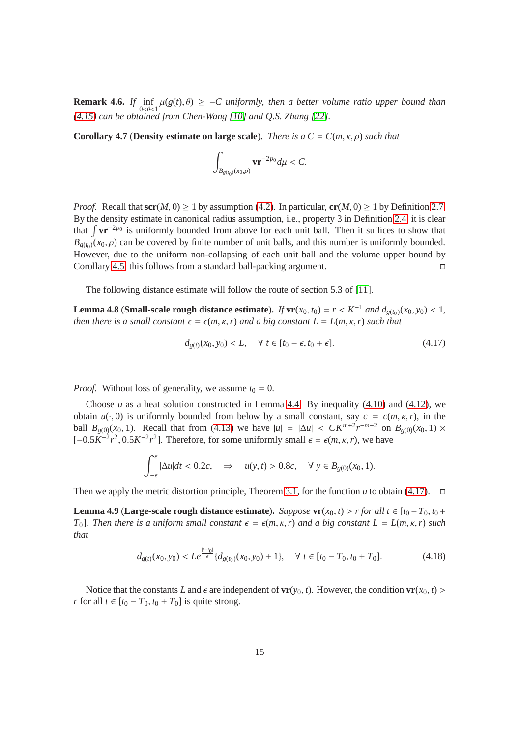**Remark 4.6.** *If* $\inf_{0<\theta<1} \mu(g(t),\theta) \geq -C$ *uniformly, then a better volume ratio upper bound than (4.15) can be obtained from Chen-Wang [10] and Q.S. Zhang [22].*

**Corollary 4.7** (**Density estimate on large scale**). *There is a* $C = C(m,\kappa,\rho)$ *such that*

$$\int_{B_{g(t_0)}(x_0,\rho)} \mathbf{vr}^{-2p_0} d\mu < C.$$

*Proof.* Recall that $\mathbf{scr}(M,0) \geq 1$ by assumption (4.2). In particular, $\mathbf{cr}(M,0) \geq 1$ by Definition 2.7. By the density estimate in canonical radius assumption, i.e., property 3 in Definition 2.4, it is clear that $\int \mathbf{vr}^{-2p_0}$ is uniformly bounded from above for each unit ball. Then it suffices to show that $B_{g(t_0)}(x_0,\rho)$ can be covered by finite number of unit balls, and this number is uniformly bounded. However, due to the uniform non-collapsing of each unit ball and the volume upper bound by Corollary 4.5, this follows from a standard ball-packing argument. □

The following distance estimate will follow the route of section 5.3 of [11].

**Lemma 4.8** (**Small-scale rough distance estimate**). *If* $\mathbf{vr}(x_0,t_0) = r < K^{-1}$ *and* $d_{g(t_0)}(x_0,y_0) < 1$, *then there is a small constant* $\epsilon = \epsilon(m,\kappa,r)$ *and a big constant* $L = L(m,\kappa,r)$ *such that*

$$d_{g(t)}(x_0,y_0) < L, \quad \forall\, t \in [t_0-\epsilon, t_0+\epsilon]. \tag{4.17}$$

*Proof.* Without loss of generality, we assume $t_0 = 0$.

Choose $u$ as a heat solution constructed in Lemma 4.4. By inequality (4.10) and (4.12), we obtain $u(\cdot,0)$ is uniformly bounded from below by a small constant, say $c = c(m,\kappa,r)$, in the ball $B_{g(0)}(x_0,1)$. Recall that from (4.13) we have $|\dot{u}| = |\Delta u| < CK^{m+2}r^{-m-2}$ on $B_{g(0)}(x_0,1) \times [-0.5K^{-2}r^2, 0.5K^{-2}r^2]$. Therefore, for some uniformly small $\epsilon = \epsilon(m,\kappa,r)$, we have

$$\int_{-\epsilon}^{\epsilon} |\Delta u| dt < 0.2c, \quad \Rightarrow \quad u(y,t) > 0.8c, \quad \forall\, y \in B_{g(0)}(x_0,1).$$

Then we apply the metric distortion principle, Theorem 3.1, for the function $u$ to obtain (4.17). □

**Lemma 4.9** (**Large-scale rough distance estimate**). *Suppose* $\mathbf{vr}(x_0,t) > r$ *for all* $t \in [t_0-T_0, t_0+T_0]$. *Then there is a uniform small constant* $\epsilon = \epsilon(m,\kappa,r)$ *and a big constant* $L = L(m,\kappa,r)$ *such that*

$$d_{g(t)}(x_0,y_0) < Le^{\frac{|t-t_0|}{\epsilon}}\{d_{g(t_0)}(x_0,y_0)+1\}, \quad \forall\, t \in [t_0-T_0, t_0+T_0]. \tag{4.18}$$

Notice that the constants $L$ and $\epsilon$ are independent of $\mathbf{vr}(y_0,t)$. However, the condition $\mathbf{vr}(x_0,t) > r$ for all $t \in [t_0-T_0, t_0+T_0]$ is quite strong.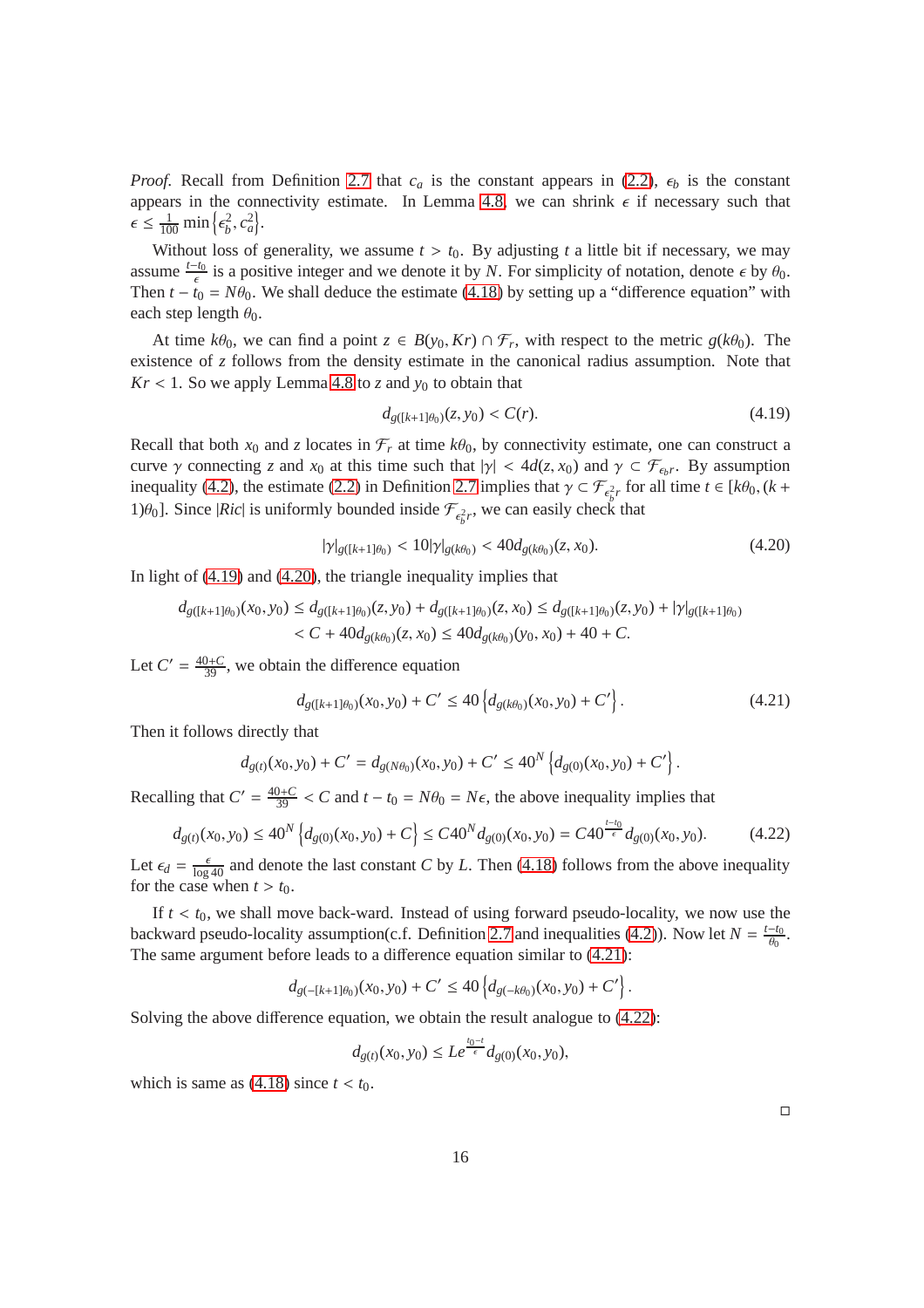*Proof.* Recall from Definition 2.7 that $c_a$ is the constant appears in (2.2), $\epsilon_b$ is the constant appears in the connectivity estimate. In Lemma 4.8, we can shrink $\epsilon$ if necessary such that $\epsilon \leq \frac{1}{100}\min\left\{\epsilon_b^2, c_a^2\right\}$.

Without loss of generality, we assume $t > t_0$. By adjusting $t$ a little bit if necessary, we may assume $\frac{t-t_0}{\epsilon}$ is a positive integer and we denote it by $N$. For simplicity of notation, denote $\epsilon$ by $\theta_0$. Then $t - t_0 = N\theta_0$. We shall deduce the estimate (4.18) by setting up a "difference equation" with each step length $\theta_0$.

At time $k\theta_0$, we can find a point $z \in B(y_0, Kr) \cap \mathcal{F}_r$, with respect to the metric $g(k\theta_0)$. The existence of $z$ follows from the density estimate in the canonical radius assumption. Note that $Kr < 1$. So we apply Lemma 4.8 to $z$ and $y_0$ to obtain that

$$d_{g([k+1]\theta_0)}(z, y_0) < C(r). \tag{4.19}$$

Recall that both $x_0$ and $z$ locates in $\mathcal{F}_r$ at time $k\theta_0$, by connectivity estimate, one can construct a curve $\gamma$ connecting $z$ and $x_0$ at this time such that $|\gamma| < 4d(z, x_0)$ and $\gamma \subset \mathcal{F}_{\epsilon_b r}$. By assumption inequality (4.2), the estimate (2.2) in Definition 2.7 implies that $\gamma \subset \mathcal{F}_{\epsilon_b^2 r}$ for all time $t \in [k\theta_0, (k+1)\theta_0]$. Since $|Ric|$ is uniformly bounded inside $\mathcal{F}_{\epsilon_b^2 r}$, we can easily check that

$$|\gamma|_{g([k+1]\theta_0)} < 10|\gamma|_{g(k\theta_0)} < 40 d_{g(k\theta_0)}(z, x_0). \tag{4.20}$$

In light of (4.19) and (4.20), the triangle inequality implies that

$$\begin{aligned}
d_{g([k+1]\theta_0)}(x_0, y_0) &\leq d_{g([k+1]\theta_0)}(z, y_0) + d_{g([k+1]\theta_0)}(z, x_0) \leq d_{g([k+1]\theta_0)}(z, y_0) + |\gamma|_{g([k+1]\theta_0)} \\
&< C + 40 d_{g(k\theta_0)}(z, x_0) \leq 40 d_{g(k\theta_0)}(y_0, x_0) + 40 + C.
\end{aligned}$$

Let $C' = \frac{40+C}{39}$, we obtain the difference equation

$$d_{g([k+1]\theta_0)}(x_0, y_0) + C' \leq 40\left\{d_{g(k\theta_0)}(x_0, y_0) + C'\right\}. \tag{4.21}$$

Then it follows directly that

$$d_{g(t)}(x_0, y_0) + C' = d_{g(N\theta_0)}(x_0, y_0) + C' \leq 40^N\left\{d_{g(0)}(x_0, y_0) + C'\right\}.$$

Recalling that $C' = \frac{40+C}{39} < C$ and $t - t_0 = N\theta_0 = N\epsilon$, the above inequality implies that

$$d_{g(t)}(x_0, y_0) \leq 40^N\left\{d_{g(0)}(x_0, y_0) + C\right\} \leq C40^N d_{g(0)}(x_0, y_0) = C40^{\frac{t-t_0}{\epsilon}} d_{g(0)}(x_0, y_0). \tag{4.22}$$

Let $\epsilon_d = \frac{\epsilon}{\log 40}$ and denote the last constant $C$ by $L$. Then (4.18) follows from the above inequality for the case when $t > t_0$.

If $t < t_0$, we shall move back-ward. Instead of using forward pseudo-locality, we now use the backward pseudo-locality assumption(c.f. Definition 2.7 and inequalities (4.2)). Now let $N = \frac{t-t_0}{\theta_0}$. The same argument before leads to a difference equation similar to (4.21):

$$d_{g(-[k+1]\theta_0)}(x_0, y_0) + C' \leq 40\left\{d_{g(-k\theta_0)}(x_0, y_0) + C'\right\}.$$

Solving the above difference equation, we obtain the result analogue to (4.22):

$$d_{g(t)}(x_0, y_0) \leq Le^{\frac{t_0-t}{\epsilon}} d_{g(0)}(x_0, y_0),$$

which is same as (4.18) since $t < t_0$.

□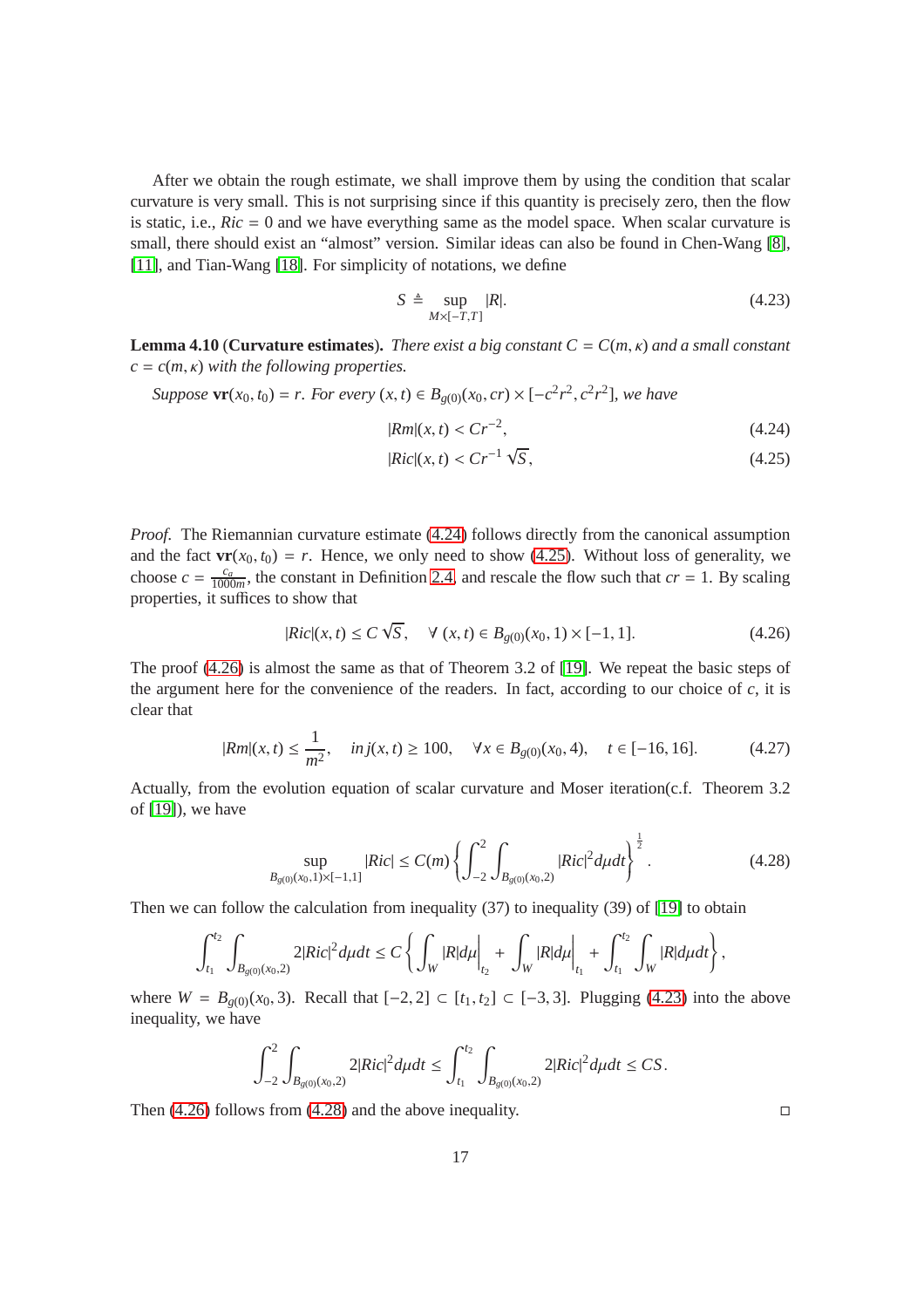After we obtain the rough estimate, we shall improve them by using the condition that scalar curvature is very small. This is not surprising since if this quantity is precisely zero, then the flow is static, i.e., $Ric = 0$ and we have everything same as the model space. When scalar curvature is small, there should exist an "almost" version. Similar ideas can also be found in Chen-Wang [8], [11], and Tian-Wang [18]. For simplicity of notations, we define

$$S \triangleq \sup_{M\times[-T,T]} |R|. \tag{4.23}$$

**Lemma 4.10** (**Curvature estimates**). *There exist a big constant $C = C(m,\kappa)$ and a small constant $c = c(m,\kappa)$ with the following properties.*

*Suppose $\mathbf{vr}(x_0,t_0) = r$. For every $(x,t) \in B_{g(0)}(x_0, cr) \times [-c^2r^2, c^2r^2]$, we have*

$$|Rm|(x,t) < Cr^{-2}, \tag{4.24}$$

$$|Ric|(x,t) < Cr^{-1}\sqrt{S}, \tag{4.25}$$

*Proof.* The Riemannian curvature estimate (4.24) follows directly from the canonical assumption and the fact $\mathbf{vr}(x_0,t_0) = r$. Hence, we only need to show (4.25). Without loss of generality, we choose $c = \frac{c_a}{1000m}$, the constant in Definition 2.4, and rescale the flow such that $cr = 1$. By scaling properties, it suffices to show that

$$|Ric|(x,t) \le C\sqrt{S}, \quad \forall\ (x,t) \in B_{g(0)}(x_0,1)\times[-1,1]. \tag{4.26}$$

The proof (4.26) is almost the same as that of Theorem 3.2 of [19]. We repeat the basic steps of the argument here for the convenience of the readers. In fact, according to our choice of $c$, it is clear that

$$|Rm|(x,t) \le \frac{1}{m^2}, \quad inj(x,t) \ge 100, \quad \forall x \in B_{g(0)}(x_0,4), \quad t \in [-16,16]. \tag{4.27}$$

Actually, from the evolution equation of scalar curvature and Moser iteration(c.f. Theorem 3.2 of [19]), we have

$$\sup_{B_{g(0)}(x_0,1)\times[-1,1]} |Ric| \le C(m)\left\{\int_{-2}^{2}\int_{B_{g(0)}(x_0,2)} |Ric|^2 d\mu dt\right\}^{\frac{1}{2}}. \tag{4.28}$$

Then we can follow the calculation from inequality (37) to inequality (39) of [19] to obtain

$$\int_{t_1}^{t_2}\int_{B_{g(0)}(x_0,2)} 2|Ric|^2 d\mu dt \le C\left\{\left.\int_W |R|d\mu\right|_{t_2} + \left.\int_W |R|d\mu\right|_{t_1} + \int_{t_1}^{t_2}\int_W |R|d\mu dt\right\},$$

where $W = B_{g(0)}(x_0,3)$. Recall that $[-2,2] \subset [t_1,t_2] \subset [-3,3]$. Plugging (4.23) into the above inequality, we have

$$\int_{-2}^{2}\int_{B_{g(0)}(x_0,2)} 2|Ric|^2 d\mu dt \le \int_{t_1}^{t_2}\int_{B_{g(0)}(x_0,2)} 2|Ric|^2 d\mu dt \le CS.$$

Then (4.26) follows from (4.28) and the above inequality. □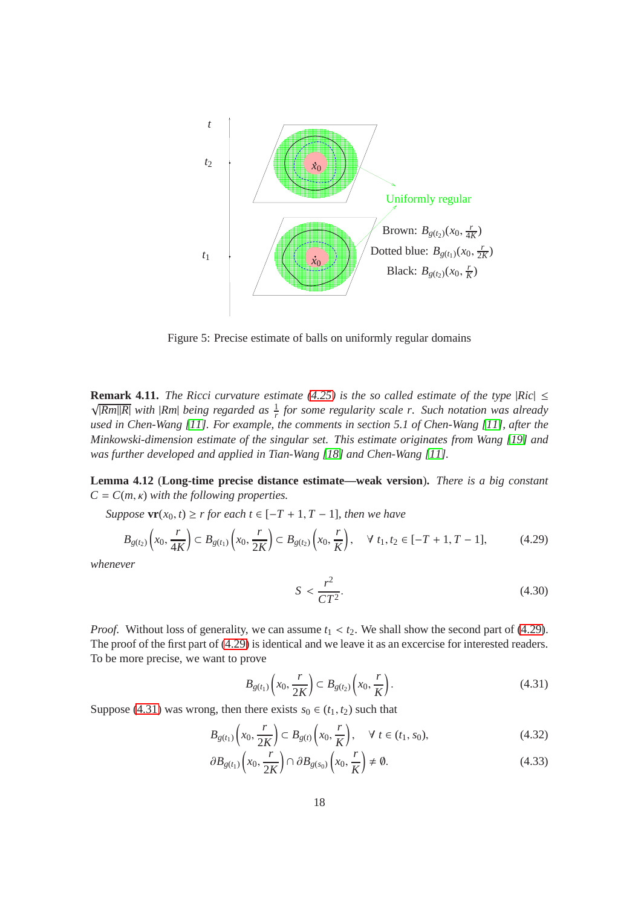Figure 5: Precise estimate of balls on uniformly regular domains

**Remark 4.11.** *The Ricci curvature estimate (4.25) is the so called estimate of the type $|Ric| \leq \sqrt{|Rm||R|}$ with $|Rm|$ being regarded as $\frac{1}{r}$ for some regularity scale $r$. Such notation was already used in Chen-Wang [11]. For example, the comments in section 5.1 of Chen-Wang [11], after the Minkowski-dimension estimate of the singular set. This estimate originates from Wang [19] and was further developed and applied in Tian-Wang [18] and Chen-Wang [11].*

**Lemma 4.12** (**Long-time precise distance estimate—weak version**)**.** *There is a big constant $C = C(m, \kappa)$ with the following properties.*

*Suppose $\mathbf{vr}(x_0, t) \geq r$ for each $t \in [-T + 1, T - 1]$, then we have*

$$B_{g(t_2)}\left(x_0, \frac{r}{4K}\right) \subset B_{g(t_1)}\left(x_0, \frac{r}{2K}\right) \subset B_{g(t_2)}\left(x_0, \frac{r}{K}\right), \quad \forall\ t_1, t_2 \in [-T + 1, T - 1], \tag{4.29}$$

*whenever*

$$S < \frac{r^2}{CT^2}. \tag{4.30}$$

*Proof.* Without loss of generality, we can assume $t_1 < t_2$. We shall show the second part of (4.29). The proof of the first part of (4.29) is identical and we leave it as an excercise for interested readers. To be more precise, we want to prove

$$B_{g(t_1)}\left(x_0, \frac{r}{2K}\right) \subset B_{g(t_2)}\left(x_0, \frac{r}{K}\right). \tag{4.31}$$

Suppose (4.31) was wrong, then there exists $s_0 \in (t_1, t_2)$ such that

$$B_{g(t_1)}\left(x_0, \frac{r}{2K}\right) \subset B_{g(t)}\left(x_0, \frac{r}{K}\right), \quad \forall\ t \in (t_1, s_0), \tag{4.32}$$

$$\partial B_{g(t_1)}\left(x_0, \frac{r}{2K}\right) \cap \partial B_{g(s_0)}\left(x_0, \frac{r}{K}\right) \neq \emptyset. \tag{4.33}$$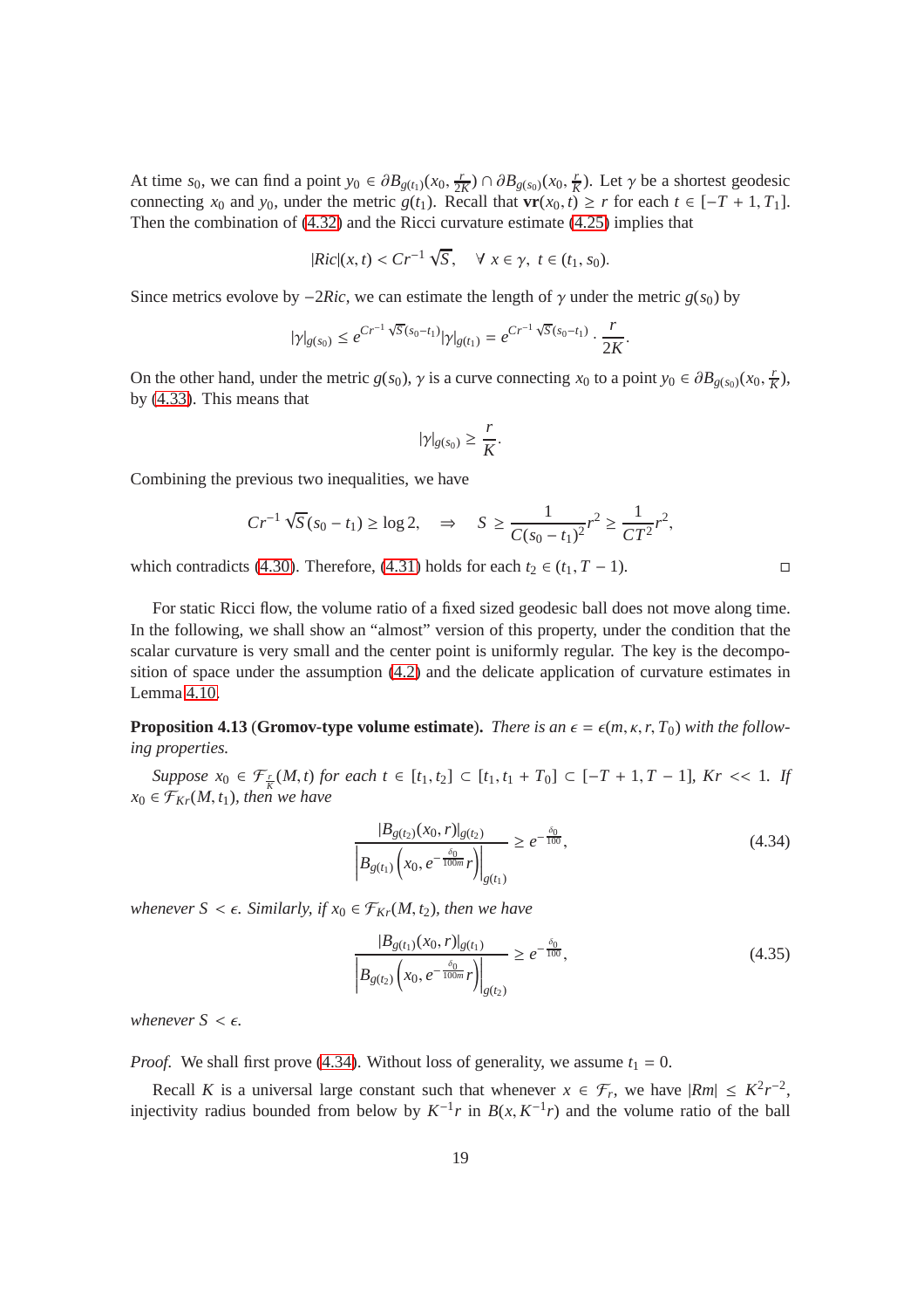At time $s_0$, we can find a point $y_0 \in \partial B_{g(t_1)}(x_0, \frac{r}{2K}) \cap \partial B_{g(s_0)}(x_0, \frac{r}{K})$. Let $\gamma$ be a shortest geodesic connecting $x_0$ and $y_0$, under the metric $g(t_1)$. Recall that $\mathbf{vr}(x_0, t) \geq r$ for each $t \in [-T+1, T_1]$. Then the combination of (4.32) and the Ricci curvature estimate (4.25) implies that

$$|Ric|(x,t) < Cr^{-1}\sqrt{S}, \quad \forall\ x \in \gamma,\ t \in (t_1, s_0).$$

Since metrics evolove by $-2Ric$, we can estimate the length of $\gamma$ under the metric $g(s_0)$ by

$$|\gamma|_{g(s_0)} \leq e^{Cr^{-1}\sqrt{S}(s_0-t_1)}|\gamma|_{g(t_1)} = e^{Cr^{-1}\sqrt{S}(s_0-t_1)} \cdot \frac{r}{2K}.$$

On the other hand, under the metric $g(s_0)$, $\gamma$ is a curve connecting $x_0$ to a point $y_0 \in \partial B_{g(s_0)}(x_0, \frac{r}{K})$, by (4.33). This means that

$$|\gamma|_{g(s_0)} \geq \frac{r}{K}.$$

Combining the previous two inequalities, we have

$$Cr^{-1}\sqrt{S}(s_0 - t_1) \geq \log 2, \quad \Rightarrow \quad S \geq \frac{1}{C(s_0-t_1)^2}r^2 \geq \frac{1}{CT^2}r^2,$$

which contradicts (4.30). Therefore, (4.31) holds for each $t_2 \in (t_1, T-1)$. $\square$

For static Ricci flow, the volume ratio of a fixed sized geodesic ball does not move along time. In the following, we shall show an "almost" version of this property, under the condition that the scalar curvature is very small and the center point is uniformly regular. The key is the decomposition of space under the assumption (4.2) and the delicate application of curvature estimates in Lemma 4.10.

**Proposition 4.13** (**Gromov-type volume estimate**). *There is an $\epsilon = \epsilon(m, \kappa, r, T_0)$ with the following properties.*

*Suppose $x_0 \in \mathcal{F}_{\frac{r}{K}}(M, t)$ for each $t \in [t_1, t_2] \subset [t_1, t_1 + T_0] \subset [-T+1, T-1]$, $Kr << 1$. If $x_0 \in \mathcal{F}_{Kr}(M, t_1)$, then we have*

$$\frac{|B_{g(t_2)}(x_0, r)|_{g(t_2)}}{\left|B_{g(t_1)}\left(x_0, e^{-\frac{\delta_0}{100m}}r\right)\right|_{g(t_1)}} \geq e^{-\frac{\delta_0}{100}}, \tag{4.34}$$

*whenever $S < \epsilon$. Similarly, if $x_0 \in \mathcal{F}_{Kr}(M, t_2)$, then we have*

$$\frac{|B_{g(t_1)}(x_0, r)|_{g(t_1)}}{\left|B_{g(t_2)}\left(x_0, e^{-\frac{\delta_0}{100m}}r\right)\right|_{g(t_2)}} \geq e^{-\frac{\delta_0}{100}}, \tag{4.35}$$

*whenever $S < \epsilon$.*

*Proof.* We shall first prove (4.34). Without loss of generality, we assume $t_1 = 0$.

Recall $K$ is a universal large constant such that whenever $x \in \mathcal{F}_r$, we have $|Rm| \leq K^2 r^{-2}$, injectivity radius bounded from below by $K^{-1}r$ in $B(x, K^{-1}r)$ and the volume ratio of the ball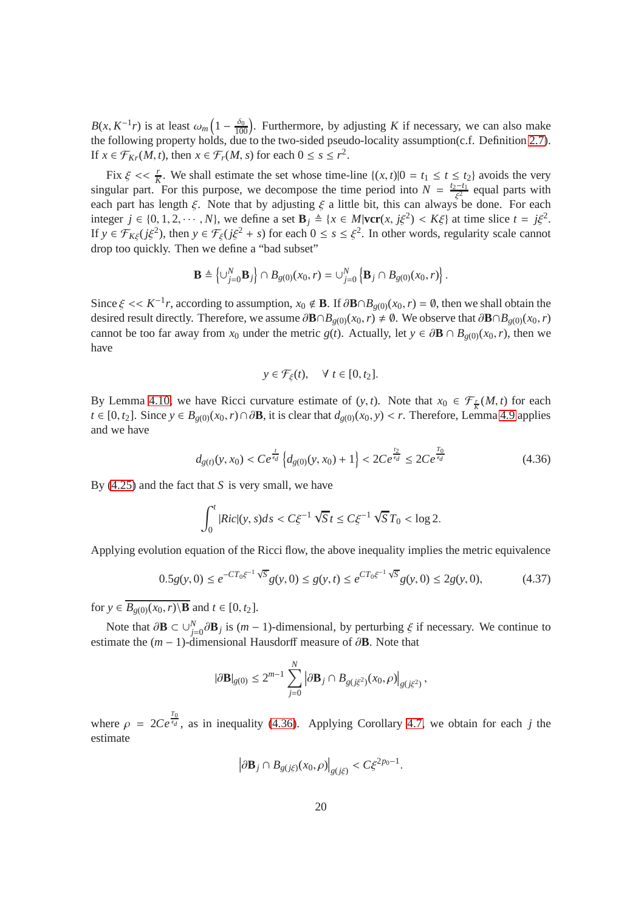$B(x, K^{-1}r)$ is at least $\omega_m\left(1 - \frac{\delta_0}{100}\right)$. Furthermore, by adjusting $K$ if necessary, we can also make the following property holds, due to the two-sided pseudo-locality assumption(c.f. Definition 2.7). If $x \in \mathcal{F}_{Kr}(M, t)$, then $x \in \mathcal{F}_r(M, s)$ for each $0 \le s \le r^2$.

Fix $\xi << \frac{r}{K}$. We shall estimate the set whose time-line $\{(x, t)|0 = t_1 \le t \le t_2\}$ avoids the very singular part. For this purpose, we decompose the time period into $N = \frac{t_2 - t_1}{\xi^2}$ equal parts with each part has length $\xi$. Note that by adjusting $\xi$ a little bit, this can always be done. For each integer $j \in \{0, 1, 2, \cdots, N\}$, we define a set $\mathbf{B}_j \triangleq \{x \in M | \mathbf{vcr}(x, j\xi^2) < K\xi\}$ at time slice $t = j\xi^2$. If $y \in \mathcal{F}_{K\xi}(j\xi^2)$, then $y \in \mathcal{F}_{\xi}(j\xi^2 + s)$ for each $0 \le s \le \xi^2$. In other words, regularity scale cannot drop too quickly. Then we define a "bad subset"

$$\mathbf{B} \triangleq \left\{\cup_{j=0}^{N} \mathbf{B}_j\right\} \cap B_{g(0)}(x_0, r) = \cup_{j=0}^{N}\left\{\mathbf{B}_j \cap B_{g(0)}(x_0, r)\right\}.$$

Since $\xi << K^{-1}r$, according to assumption, $x_0 \notin \mathbf{B}$. If $\partial\mathbf{B} \cap B_{g(0)}(x_0, r) = \emptyset$, then we shall obtain the desired result directly. Therefore, we assume $\partial\mathbf{B} \cap B_{g(0)}(x_0, r) \neq \emptyset$. We observe that $\partial\mathbf{B} \cap B_{g(0)}(x_0, r)$ cannot be too far away from $x_0$ under the metric $g(t)$. Actually, let $y \in \partial\mathbf{B} \cap B_{g(0)}(x_0, r)$, then we have

$$y \in \mathcal{F}_{\xi}(t), \quad \forall\ t \in [0, t_2].$$

By Lemma 4.10, we have Ricci curvature estimate of $(y, t)$. Note that $x_0 \in \mathcal{F}_{\frac{r}{K}}(M, t)$ for each $t \in [0, t_2]$. Since $y \in B_{g(0)}(x_0, r) \cap \partial\mathbf{B}$, it is clear that $d_{g(0)}(x_0, y) < r$. Therefore, Lemma 4.9 applies and we have

$$d_{g(t)}(y, x_0) < Ce^{\frac{t}{\epsilon_d}}\left\{d_{g(0)}(y, x_0) + 1\right\} < 2Ce^{\frac{t_2}{\epsilon_d}} \le 2Ce^{\frac{T_0}{\epsilon_d}} \tag{4.36}$$

By (4.25) and the fact that $S$ is very small, we have

$$\int_0^t |Ric|(y, s)ds < C\xi^{-1}\sqrt{S}t \le C\xi^{-1}\sqrt{S}T_0 < \log 2.$$

Applying evolution equation of the Ricci flow, the above inequality implies the metric equivalence

$$0.5g(y, 0) \le e^{-CT_0\xi^{-1}\sqrt{S}}g(y, 0) \le g(y, t) \le e^{CT_0\xi^{-1}\sqrt{S}}g(y, 0) \le 2g(y, 0), \tag{4.37}$$

for $y \in \overline{B_{g(0)}(x_0, r)\backslash\mathbf{B}}$ and $t \in [0, t_2]$.

Note that $\partial\mathbf{B} \subset \cup_{j=0}^{N}\partial\mathbf{B}_j$ is $(m-1)$-dimensional, by perturbing $\xi$ if necessary. We continue to estimate the $(m-1)$-dimensional Hausdorff measure of $\partial\mathbf{B}$. Note that

$$|\partial\mathbf{B}|_{g(0)} \le 2^{m-1}\sum_{j=0}^{N}\left|\partial\mathbf{B}_j \cap B_{g(j\xi^2)}(x_0, \rho)\right|_{g(j\xi^2)},$$

where $\rho = 2Ce^{\frac{T_0}{\epsilon_d}}$, as in inequality (4.36). Applying Corollary 4.7, we obtain for each $j$ the estimate

$$\left|\partial\mathbf{B}_j \cap B_{g(j\xi)}(x_0, \rho)\right|_{g(j\xi)} < C\xi^{2p_0 - 1}.$$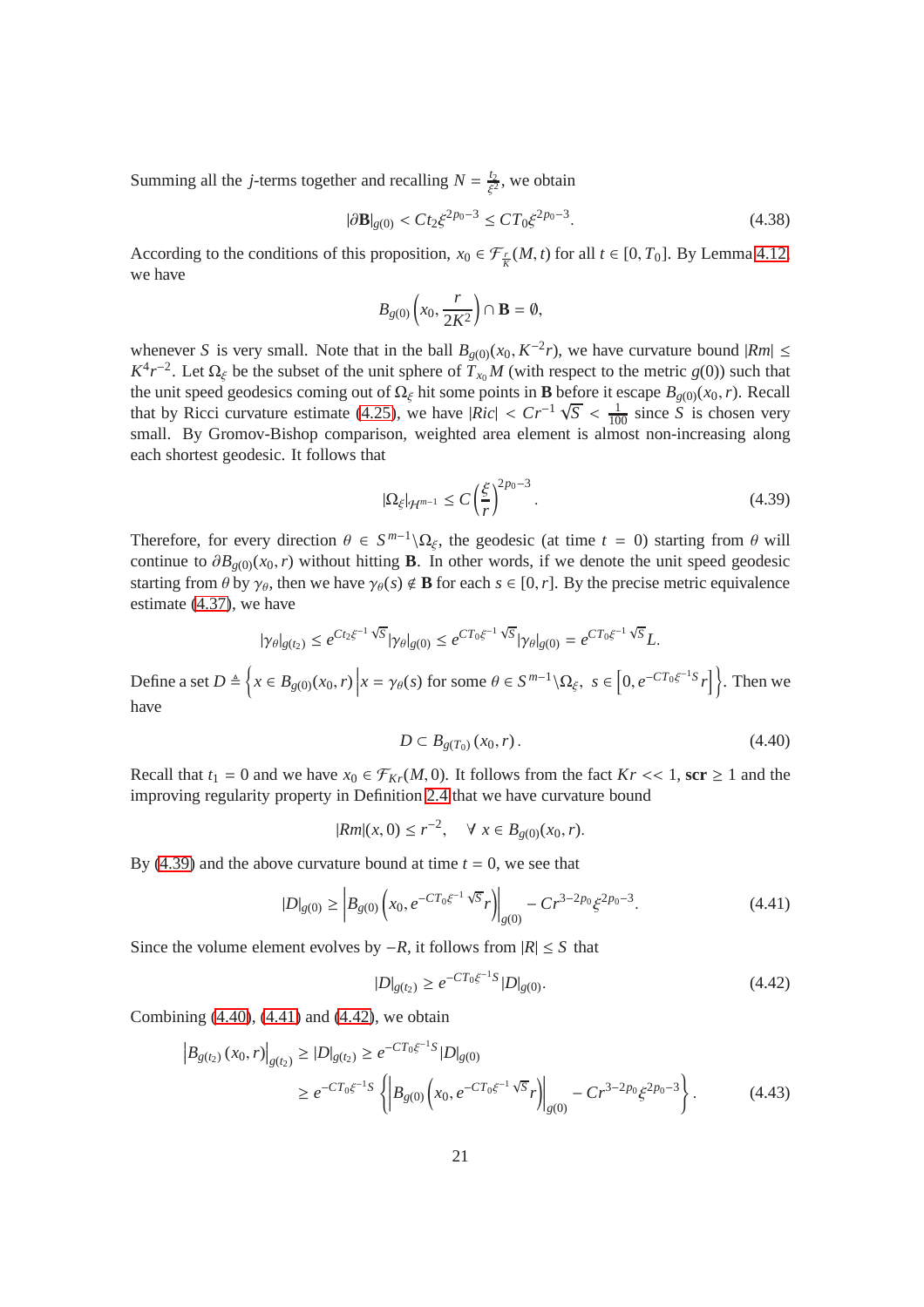Summing all the $j$-terms together and recalling $N = \frac{t_2}{\xi^2}$, we obtain

$$|\partial \mathbf{B}|_{g(0)} < C t_2 \xi^{2p_0-3} \leq C T_0 \xi^{2p_0-3}. \tag{4.38}$$

According to the conditions of this proposition, $x_0 \in \mathcal{F}_{\frac{r}{K}}(M,t)$ for all $t \in [0, T_0]$. By Lemma 4.12, we have

$$B_{g(0)}\left(x_0, \frac{r}{2K^2}\right) \cap \mathbf{B} = \emptyset,$$

whenever $S$ is very small. Note that in the ball $B_{g(0)}(x_0, K^{-2}r)$, we have curvature bound $|Rm| \leq K^4 r^{-2}$. Let $\Omega_\xi$ be the subset of the unit sphere of $T_{x_0}M$ (with respect to the metric $g(0)$) such that the unit speed geodesics coming out of $\Omega_\xi$ hit some points in $\mathbf{B}$ before it escape $B_{g(0)}(x_0, r)$. Recall that by Ricci curvature estimate (4.25), we have $|Ric| < Cr^{-1}\sqrt{S} < \frac{1}{100}$ since $S$ is chosen very small. By Gromov-Bishop comparison, weighted area element is almost non-increasing along each shortest geodesic. It follows that

$$|\Omega_\xi|_{\mathcal{H}^{m-1}} \leq C\left(\frac{\xi}{r}\right)^{2p_0-3}. \tag{4.39}$$

Therefore, for every direction $\theta \in S^{m-1} \backslash \Omega_\xi$, the geodesic (at time $t = 0$) starting from $\theta$ will continue to $\partial B_{g(0)}(x_0, r)$ without hitting $\mathbf{B}$. In other words, if we denote the unit speed geodesic starting from $\theta$ by $\gamma_\theta$, then we have $\gamma_\theta(s) \notin \mathbf{B}$ for each $s \in [0, r]$. By the precise metric equivalence estimate (4.37), we have

$$|\gamma_\theta|_{g(t_2)} \leq e^{C t_2 \xi^{-1}\sqrt{S}} |\gamma_\theta|_{g(0)} \leq e^{C T_0 \xi^{-1}\sqrt{S}} |\gamma_\theta|_{g(0)} = e^{C T_0 \xi^{-1}\sqrt{S}} L.$$

Define a set $D \triangleq \left\{ x \in B_{g(0)}(x_0, r) \middle| x = \gamma_\theta(s) \text{ for some } \theta \in S^{m-1} \backslash \Omega_\xi,\ s \in \left[0, e^{-C T_0 \xi^{-1} S} r\right] \right\}$. Then we have

$$D \subset B_{g(T_0)}(x_0, r). \tag{4.40}$$

Recall that $t_1 = 0$ and we have $x_0 \in \mathcal{F}_{Kr}(M, 0)$. It follows from the fact $Kr << 1$, $\mathbf{scr} \geq 1$ and the improving regularity property in Definition 2.4 that we have curvature bound

$$|Rm|(x, 0) \leq r^{-2}, \quad \forall\ x \in B_{g(0)}(x_0, r).$$

By (4.39) and the above curvature bound at time $t = 0$, we see that

$$|D|_{g(0)} \geq \left| B_{g(0)}\left(x_0, e^{-C T_0 \xi^{-1}\sqrt{S}} r\right) \right|_{g(0)} - C r^{3-2p_0} \xi^{2p_0-3}. \tag{4.41}$$

Since the volume element evolves by $-R$, it follows from $|R| \leq S$ that

$$|D|_{g(t_2)} \geq e^{-C T_0 \xi^{-1} S} |D|_{g(0)}. \tag{4.42}$$

Combining (4.40), (4.41) and (4.42), we obtain

$$\begin{aligned}
\left| B_{g(t_2)}(x_0, r) \right|_{g(t_2)} &\geq |D|_{g(t_2)} \geq e^{-C T_0 \xi^{-1} S} |D|_{g(0)} \\
&\geq e^{-C T_0 \xi^{-1} S} \left\{ \left| B_{g(0)}\left(x_0, e^{-C T_0 \xi^{-1}\sqrt{S}} r\right) \right|_{g(0)} - C r^{3-2p_0} \xi^{2p_0-3} \right\}.
\end{aligned} \tag{4.43}$$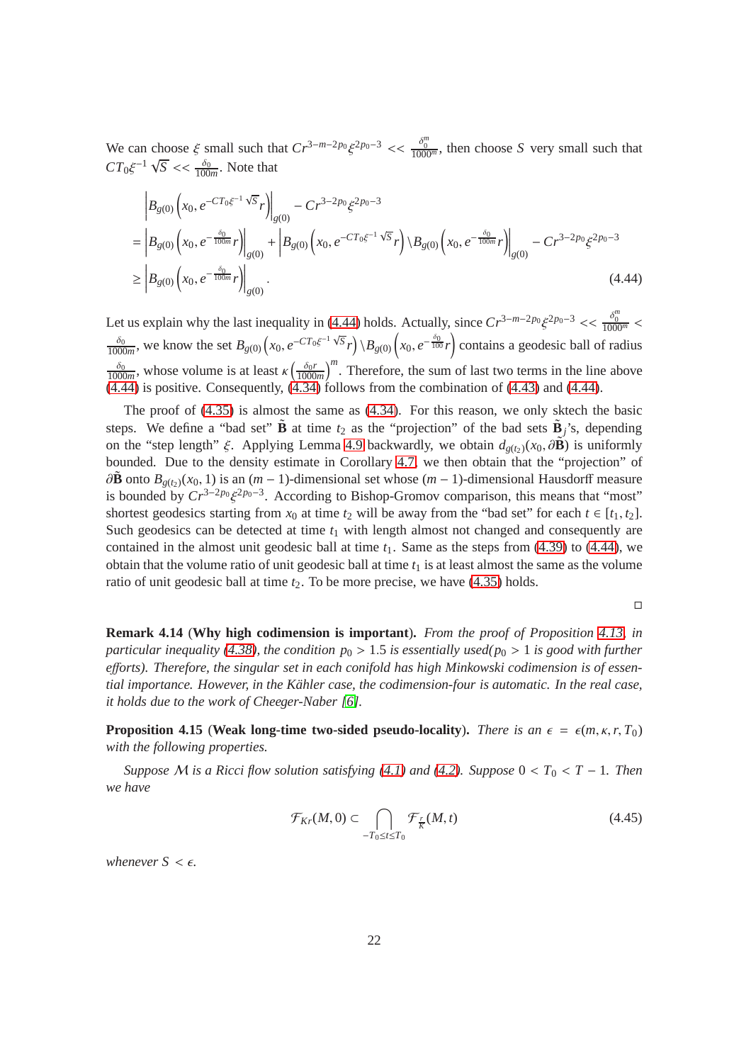We can choose $\xi$ small such that $Cr^{3-m-2p_0}\xi^{2p_0-3} << \frac{\delta_0^m}{1000^m}$, then choose $S$ very small such that $CT_0\xi^{-1}\sqrt{S} << \frac{\delta_0}{100m}$. Note that

$$
\begin{aligned}
&\left|B_{g(0)}\left(x_0, e^{-CT_0\xi^{-1}\sqrt{S}}r\right)\right|_{g(0)} - Cr^{3-2p_0}\xi^{2p_0-3} \\
&= \left|B_{g(0)}\left(x_0, e^{-\frac{\delta_0}{100m}}r\right)\right|_{g(0)} + \left|B_{g(0)}\left(x_0, e^{-CT_0\xi^{-1}\sqrt{S}}r\right)\backslash B_{g(0)}\left(x_0, e^{-\frac{\delta_0}{100m}}r\right)\right|_{g(0)} - Cr^{3-2p_0}\xi^{2p_0-3} \\
&\geq \left|B_{g(0)}\left(x_0, e^{-\frac{\delta_0}{100m}}r\right)\right|_{g(0)}.
\end{aligned} \tag{4.44}
$$

Let us explain why the last inequality in (4.44) holds. Actually, since $Cr^{3-m-2p_0}\xi^{2p_0-3} << \frac{\delta_0^m}{1000^m} < \frac{\delta_0}{1000m}$, we know the set $B_{g(0)}\left(x_0, e^{-CT_0\xi^{-1}\sqrt{S}}r\right)\backslash B_{g(0)}\left(x_0, e^{-\frac{\delta_0}{100}}r\right)$ contains a geodesic ball of radius $\frac{\delta_0}{1000m}$, whose volume is at least $\kappa\left(\frac{\delta_0 r}{1000m}\right)^m$. Therefore, the sum of last two terms in the line above (4.44) is positive. Consequently, (4.34) follows from the combination of (4.43) and (4.44).

The proof of (4.35) is almost the same as (4.34). For this reason, we only sktech the basic steps. We define a "bad set" $\tilde{\mathbf{B}}$ at time $t_2$ as the "projection" of the bad sets $\tilde{\mathbf{B}}_j$'s, depending on the "step length" $\xi$. Applying Lemma 4.9 backwardly, we obtain $d_{g(t_2)}(x_0, \partial\tilde{\mathbf{B}})$ is uniformly bounded. Due to the density estimate in Corollary 4.7, we then obtain that the "projection" of $\partial\tilde{\mathbf{B}}$ onto $B_{g(t_2)}(x_0, 1)$ is an $(m-1)$-dimensional set whose $(m-1)$-dimensional Hausdorff measure is bounded by $Cr^{3-2p_0}\xi^{2p_0-3}$. According to Bishop-Gromov comparison, this means that "most" shortest geodesics starting from $x_0$ at time $t_2$ will be away from the "bad set" for each $t \in [t_1, t_2]$. Such geodesics can be detected at time $t_1$ with length almost not changed and consequently are contained in the almost unit geodesic ball at time $t_1$. Same as the steps from (4.39) to (4.44), we obtain that the volume ratio of unit geodesic ball at time $t_1$ is at least almost the same as the volume ratio of unit geodesic ball at time $t_2$. To be more precise, we have (4.35) holds.

□

**Remark 4.14** (**Why high codimension is important**). *From the proof of Proposition 4.13, in particular inequality (4.38), the condition $p_0 > 1.5$ is essentially used($p_0 > 1$ is good with further efforts). Therefore, the singular set in each conifold has high Minkowski codimension is of essential importance. However, in the Kähler case, the codimension-four is automatic. In the real case, it holds due to the work of Cheeger-Naber [6].*

**Proposition 4.15** (**Weak long-time two-sided pseudo-locality**). *There is an $\epsilon = \epsilon(m, \kappa, r, T_0)$ with the following properties.*

*Suppose $\mathcal{M}$ is a Ricci flow solution satisfying (4.1) and (4.2). Suppose $0 < T_0 < T - 1$. Then we have*

$$
\mathcal{F}_{Kr}(M, 0) \subset \bigcap_{-T_0 \leq t \leq T_0} \mathcal{F}_{\frac{r}{K}}(M, t) \tag{4.45}
$$

*whenever $S < \epsilon$.*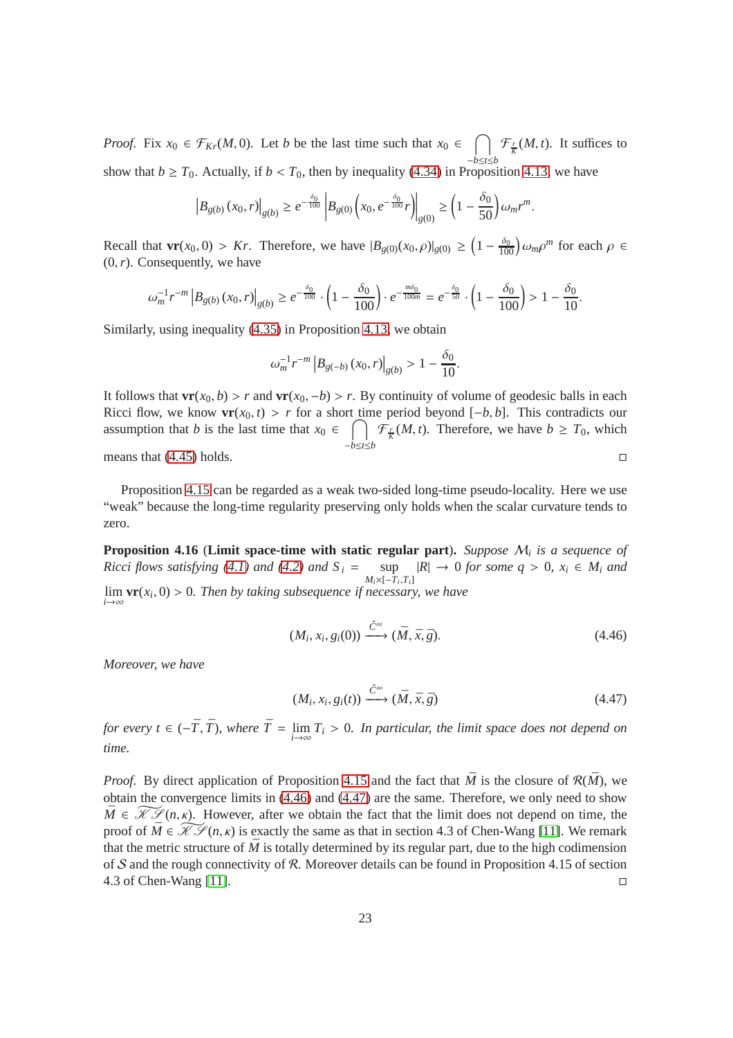*Proof.* Fix $x_0 \in \mathcal{F}_{Kr}(M, 0)$. Let $b$ be the last time such that $x_0 \in \bigcap_{-b \le t \le b} \mathcal{F}_{\frac{r}{K}}(M, t)$. It suffices to show that $b \ge T_0$. Actually, if $b < T_0$, then by inequality (4.34) in Proposition 4.13, we have

$$\left|B_{g(b)}(x_0, r)\right|_{g(b)} \ge e^{-\frac{\delta_0}{100}} \left|B_{g(0)}\left(x_0, e^{-\frac{\delta_0}{100}} r\right)\right|_{g(0)} \ge \left(1 - \frac{\delta_0}{50}\right) \omega_m r^m.$$

Recall that $\mathbf{vr}(x_0, 0) > Kr$. Therefore, we have $|B_{g(0)}(x_0, \rho)|_{g(0)} \ge \left(1 - \frac{\delta_0}{100}\right) \omega_m \rho^m$ for each $\rho \in (0, r)$. Consequently, we have

$$\omega_m^{-1} r^{-m} \left|B_{g(b)}(x_0, r)\right|_{g(b)} \ge e^{-\frac{\delta_0}{100}} \cdot \left(1 - \frac{\delta_0}{100}\right) \cdot e^{-\frac{m\delta_0}{100m}} = e^{-\frac{\delta_0}{50}} \cdot \left(1 - \frac{\delta_0}{100}\right) > 1 - \frac{\delta_0}{10}.$$

Similarly, using inequality (4.35) in Proposition 4.13, we obtain

$$\omega_m^{-1} r^{-m} \left|B_{g(-b)}(x_0, r)\right|_{g(b)} > 1 - \frac{\delta_0}{10}.$$

It follows that $\mathbf{vr}(x_0, b) > r$ and $\mathbf{vr}(x_0, -b) > r$. By continuity of volume of geodesic balls in each Ricci flow, we know $\mathbf{vr}(x_0, t) > r$ for a short time period beyond $[-b, b]$. This contradicts our assumption that $b$ is the last time that $x_0 \in \bigcap_{-b \le t \le b} \mathcal{F}_{\frac{r}{K}}(M, t)$. Therefore, we have $b \ge T_0$, which means that (4.45) holds. $\square$

Proposition 4.15 can be regarded as a weak two-sided long-time pseudo-locality. Here we use "weak" because the long-time regularity preserving only holds when the scalar curvature tends to zero.

**Proposition 4.16** (**Limit space-time with static regular part**)**.** *Suppose $\mathcal{M}_i$ is a sequence of Ricci flows satisfying (4.1) and (4.2) and $S_i = \sup_{M_i \times [-T_i, T_i]} |R| \to 0$ for some $q > 0$, $x_i \in M_i$ and $\lim_{i \to \infty} \mathbf{vr}(x_i, 0) > 0$. Then by taking subsequence if necessary, we have*

$$(M_i, x_i, g_i(0)) \xrightarrow{\hat{C}^\infty} (\bar{M}, \bar{x}, \bar{g}). \tag{4.46}$$

*Moreover, we have*

$$(M_i, x_i, g_i(t)) \xrightarrow{\hat{C}^\infty} (\bar{M}, \bar{x}, \bar{g}) \tag{4.47}$$

*for every $t \in (-\bar{T}, \bar{T})$, where $\bar{T} = \lim_{i \to \infty} T_i > 0$. In particular, the limit space does not depend on time.*

*Proof.* By direct application of Proposition 4.15 and the fact that $\bar{M}$ is the closure of $\mathcal{R}(\bar{M})$, we obtain the convergence limits in (4.46) and (4.47) are the same. Therefore, we only need to show $\bar{M} \in \widetilde{\mathscr{KS}}(n, \kappa)$. However, after we obtain the fact that the limit does not depend on time, the proof of $\bar{M} \in \widetilde{\mathscr{KS}}(n, \kappa)$ is exactly the same as that in section 4.3 of Chen-Wang [11]. We remark that the metric structure of $\bar{M}$ is totally determined by its regular part, due to the high codimension of $\mathcal{S}$ and the rough connectivity of $\mathcal{R}$. Moreover details can be found in Proposition 4.15 of section 4.3 of Chen-Wang [11]. $\square$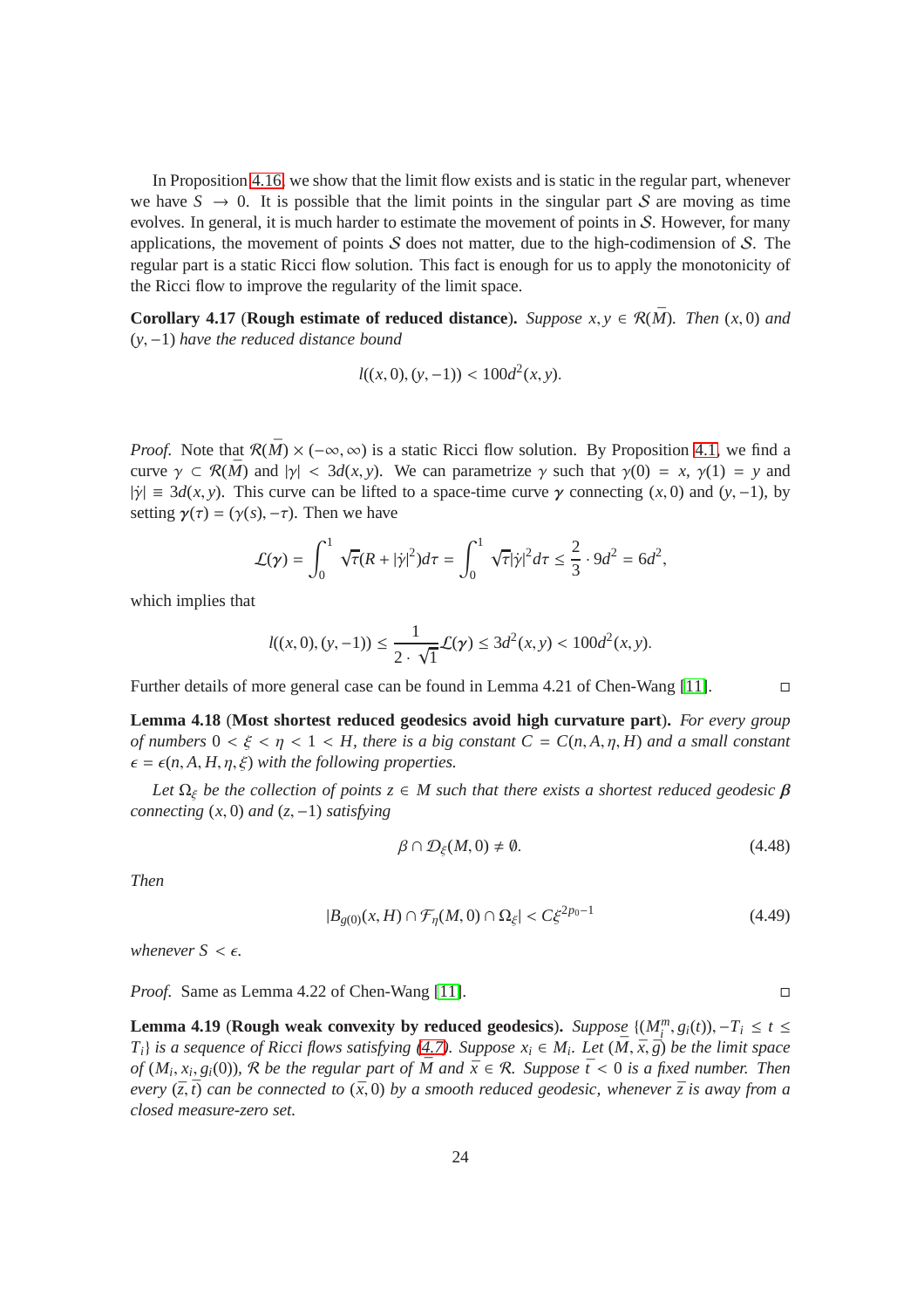In Proposition 4.16, we show that the limit flow exists and is static in the regular part, whenever we have $S \to 0$. It is possible that the limit points in the singular part $\mathcal{S}$ are moving as time evolves. In general, it is much harder to estimate the movement of points in $\mathcal{S}$. However, for many applications, the movement of points $\mathcal{S}$ does not matter, due to the high-codimension of $\mathcal{S}$. The regular part is a static Ricci flow solution. This fact is enough for us to apply the monotonicity of the Ricci flow to improve the regularity of the limit space.

**Corollary 4.17** (**Rough estimate of reduced distance**). *Suppose $x, y \in \mathcal{R}(\bar{M})$. Then $(x,0)$ and $(y,-1)$ have the reduced distance bound*

$$l((x,0),(y,-1)) < 100d^2(x,y).$$

*Proof.* Note that $\mathcal{R}(\bar{M}) \times (-\infty, \infty)$ is a static Ricci flow solution. By Proposition 4.1, we find a curve $\gamma \subset \mathcal{R}(\bar{M})$ and $|\gamma| < 3d(x,y)$. We can parametrize $\gamma$ such that $\gamma(0) = x$, $\gamma(1) = y$ and $|\dot{\gamma}| \equiv 3d(x,y)$. This curve can be lifted to a space-time curve $\boldsymbol{\gamma}$ connecting $(x,0)$ and $(y,-1)$, by setting $\boldsymbol{\gamma}(\tau) = (\gamma(s), -\tau)$. Then we have

$$\mathcal{L}(\boldsymbol{\gamma}) = \int_0^1 \sqrt{\tau}(R + |\dot{\gamma}|^2) d\tau = \int_0^1 \sqrt{\tau}|\dot{\gamma}|^2 d\tau \leq \frac{2}{3} \cdot 9d^2 = 6d^2,$$

which implies that

$$l((x,0),(y,-1)) \leq \frac{1}{2 \cdot \sqrt{1}} \mathcal{L}(\boldsymbol{\gamma}) \leq 3d^2(x,y) < 100d^2(x,y).$$

Further details of more general case can be found in Lemma 4.21 of Chen-Wang [11]. ◻

**Lemma 4.18** (**Most shortest reduced geodesics avoid high curvature part**). *For every group of numbers $0 < \xi < \eta < 1 < H$, there is a big constant $C = C(n, A, \eta, H)$ and a small constant $\epsilon = \epsilon(n, A, H, \eta, \xi)$ with the following properties.*

*Let $\Omega_\xi$ be the collection of points $z \in M$ such that there exists a shortest reduced geodesic $\boldsymbol{\beta}$ connecting $(x,0)$ and $(z,-1)$ satisfying*

$$\beta \cap \mathcal{D}_\xi(M, 0) \neq \emptyset. \tag{4.48}$$

*Then*

$$|B_{g(0)}(x, H) \cap \mathcal{F}_\eta(M,0) \cap \Omega_\xi| < C\xi^{2p_0 - 1} \tag{4.49}$$

*whenever $S < \epsilon$.*

*Proof.* Same as Lemma 4.22 of Chen-Wang [11]. ◻

**Lemma 4.19** (**Rough weak convexity by reduced geodesics**). *Suppose $\{(M_i^m, g_i(t)), -T_i \leq t \leq T_i\}$ is a sequence of Ricci flows satisfying (4.7). Suppose $x_i \in M_i$. Let $(\bar{M}, \bar{x}, \bar{g})$ be the limit space of $(M_i, x_i, g_i(0))$, $\mathcal{R}$ be the regular part of $\bar{M}$ and $\bar{x} \in \mathcal{R}$. Suppose $\bar{t} < 0$ is a fixed number. Then every $(\bar{z}, \bar{t})$ can be connected to $(\bar{x}, 0)$ by a smooth reduced geodesic, whenever $\bar{z}$ is away from a closed measure-zero set.*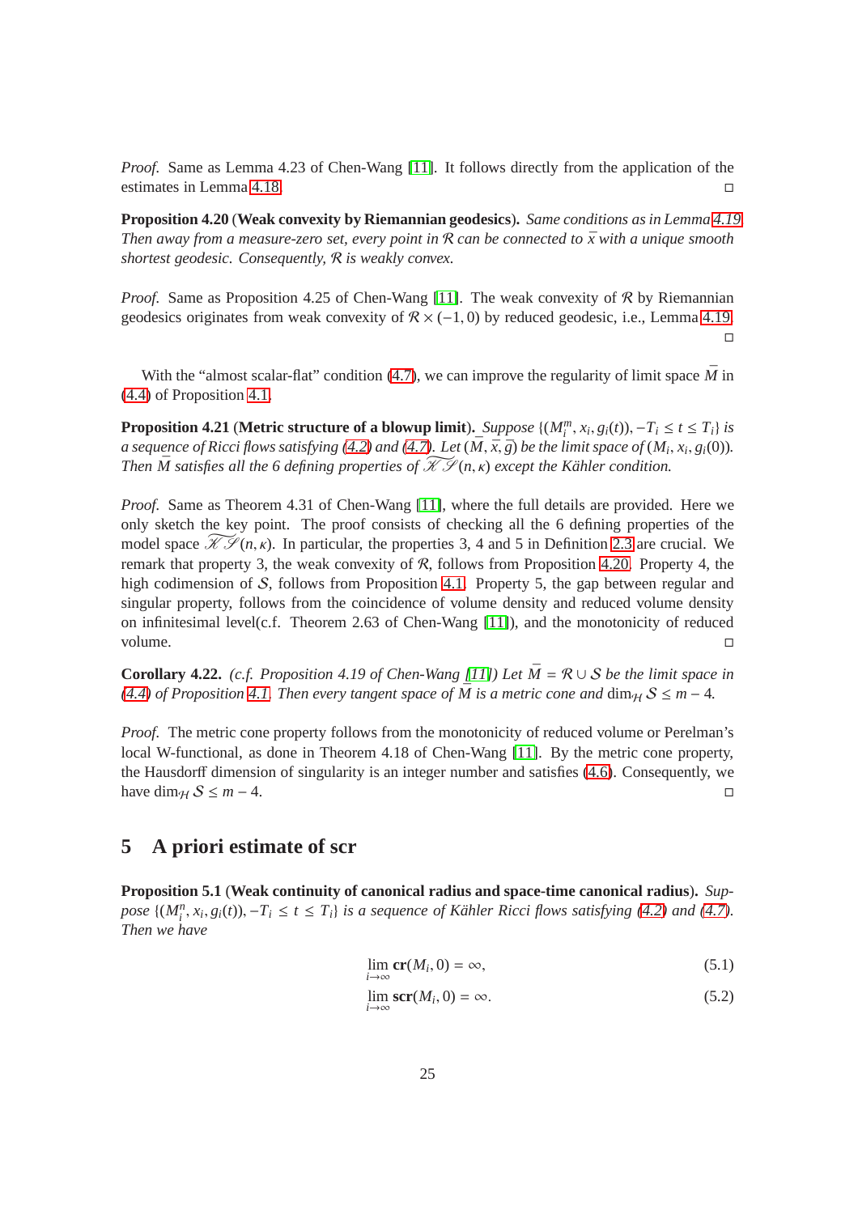*Proof.* Same as Lemma 4.23 of Chen-Wang [11]. It follows directly from the application of the estimates in Lemma 4.18. □

**Proposition 4.20** (**Weak convexity by Riemannian geodesics**). *Same conditions as in Lemma 4.19. Then away from a measure-zero set, every point in $\mathcal{R}$ can be connected to $\bar{x}$ with a unique smooth shortest geodesic. Consequently, $\mathcal{R}$ is weakly convex.*

*Proof.* Same as Proposition 4.25 of Chen-Wang [11]. The weak convexity of $\mathcal{R}$ by Riemannian geodesics originates from weak convexity of $\mathcal{R} \times (-1, 0)$ by reduced geodesic, i.e., Lemma 4.19. □

With the "almost scalar-flat" condition (4.7), we can improve the regularity of limit space $\bar{M}$ in (4.4) of Proposition 4.1.

**Proposition 4.21** (**Metric structure of a blowup limit**). *Suppose $\{(M_i^m, x_i, g_i(t)), -T_i \le t \le T_i\}$ is a sequence of Ricci flows satisfying (4.2) and (4.7). Let $(\bar{M}, \bar{x}, \bar{g})$ be the limit space of $(M_i, x_i, g_i(0))$. Then $\bar{M}$ satisfies all the 6 defining properties of $\widetilde{\mathscr{K}\mathscr{S}}(n, \kappa)$ except the Kähler condition.*

*Proof.* Same as Theorem 4.31 of Chen-Wang [11], where the full details are provided. Here we only sketch the key point. The proof consists of checking all the 6 defining properties of the model space $\widetilde{\mathscr{K}\mathscr{S}}(n, \kappa)$. In particular, the properties 3, 4 and 5 in Definition 2.3 are crucial. We remark that property 3, the weak convexity of $\mathcal{R}$, follows from Proposition 4.20. Property 4, the high codimension of $\mathcal{S}$, follows from Proposition 4.1. Property 5, the gap between regular and singular property, follows from the coincidence of volume density and reduced volume density on infinitesimal level(c.f. Theorem 2.63 of Chen-Wang [11]), and the monotonicity of reduced volume. □

**Corollary 4.22.** *(c.f. Proposition 4.19 of Chen-Wang [11]) Let $\bar{M} = \mathcal{R} \cup \mathcal{S}$ be the limit space in (4.4) of Proposition 4.1. Then every tangent space of $\bar{M}$ is a metric cone and $\dim_{\mathcal{H}} \mathcal{S} \le m - 4$.*

*Proof.* The metric cone property follows from the monotonicity of reduced volume or Perelman's local W-functional, as done in Theorem 4.18 of Chen-Wang [11]. By the metric cone property, the Hausdorff dimension of singularity is an integer number and satisfies (4.6). Consequently, we have $\dim_{\mathcal{H}} \mathcal{S} \le m - 4$. □

## 5 A priori estimate of scr

**Proposition 5.1** (**Weak continuity of canonical radius and space-time canonical radius**). *Suppose $\{(M_i^n, x_i, g_i(t)), -T_i \le t \le T_i\}$ is a sequence of Kähler Ricci flows satisfying (4.2) and (4.7). Then we have*

$$\lim_{i \to \infty} \mathbf{cr}(M_i, 0) = \infty, \tag{5.1}$$

$$\lim_{i \to \infty} \mathbf{scr}(M_i, 0) = \infty. \tag{5.2}$$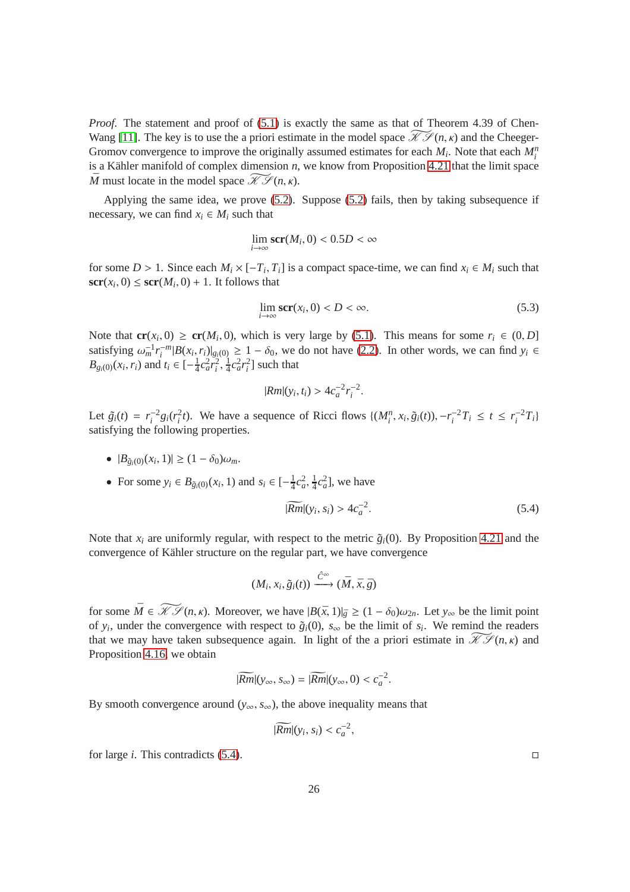*Proof.* The statement and proof of (5.1) is exactly the same as that of Theorem 4.39 of Chen-Wang [11]. The key is to use the a priori estimate in the model space $\widetilde{\mathscr{K}\mathscr{S}}(n,\kappa)$ and the Cheeger-Gromov convergence to improve the originally assumed estimates for each $M_i$. Note that each $M_i^n$ is a Kähler manifold of complex dimension $n$, we know from Proposition 4.21 that the limit space $\bar{M}$ must locate in the model space $\widetilde{\mathscr{K}\mathscr{S}}(n,\kappa)$.

Applying the same idea, we prove (5.2). Suppose (5.2) fails, then by taking subsequence if necessary, we can find $x_i \in M_i$ such that

$$\lim_{i\to\infty} \mathbf{scr}(M_i, 0) < 0.5D < \infty$$

for some $D > 1$. Since each $M_i \times [-T_i, T_i]$ is a compact space-time, we can find $x_i \in M_i$ such that $\mathbf{scr}(x_i, 0) \leq \mathbf{scr}(M_i, 0) + 1$. It follows that

$$\lim_{i\to\infty} \mathbf{scr}(x_i, 0) < D < \infty. \tag{5.3}$$

Note that $\mathbf{cr}(x_i, 0) \geq \mathbf{cr}(M_i, 0)$, which is very large by (5.1). This means for some $r_i \in (0, D]$ satisfying $\omega_m^{-1} r_i^{-m} |B(x_i, r_i)|_{g_i(0)} \geq 1 - \delta_0$, we do not have (2.2). In other words, we can find $y_i \in B_{g_i(0)}(x_i, r_i)$ and $t_i \in [-\frac{1}{4}c_a^2 r_i^2, \frac{1}{4}c_a^2 r_i^2]$ such that

$$|Rm|(y_i, t_i) > 4c_a^{-2} r_i^{-2}.$$

Let $\tilde{g}_i(t) = r_i^{-2} g_i(r_i^2 t)$. We have a sequence of Ricci flows $\{(M_i^n, x_i, \tilde{g}_i(t)), -r_i^{-2} T_i \leq t \leq r_i^{-2} T_i\}$ satisfying the following properties.

- $|B_{\tilde{g}_i(0)}(x_i, 1)| \geq (1 - \delta_0)\omega_m$.
- For some $y_i \in B_{\tilde{g}_i(0)}(x_i, 1)$ and $s_i \in [-\frac{1}{4}c_a^2, \frac{1}{4}c_a^2]$, we have

$$|\widetilde{Rm}|(y_i, s_i) > 4c_a^{-2}. \tag{5.4}$$

Note that $x_i$ are uniformly regular, with respect to the metric $\tilde{g}_i(0)$. By Proposition 4.21 and the convergence of Kähler structure on the regular part, we have convergence

$$(M_i, x_i, \tilde{g}_i(t)) \xrightarrow{\hat{C}^\infty} (\bar{M}, \bar{x}, \bar{g})$$

for some $\bar{M} \in \widetilde{\mathscr{K}\mathscr{S}}(n,\kappa)$. Moreover, we have $|B(\bar{x}, 1)|_{\bar{g}} \geq (1 - \delta_0)\omega_{2n}$. Let $y_\infty$ be the limit point of $y_i$, under the convergence with respect to $\tilde{g}_i(0)$, $s_\infty$ be the limit of $s_i$. We remind the readers that we may have taken subsequence again. In light of the a priori estimate in $\mathscr{K}\mathscr{S}(n,\kappa)$ and Proposition 4.16, we obtain

$$|\widetilde{Rm}|(y_\infty, s_\infty) = |\widetilde{Rm}|(y_\infty, 0) < c_a^{-2}.$$

By smooth convergence around $(y_\infty, s_\infty)$, the above inequality means that

$$|\widetilde{Rm}|(y_i, s_i) < c_a^{-2},$$

for large $i$. This contradicts (5.4). $\square$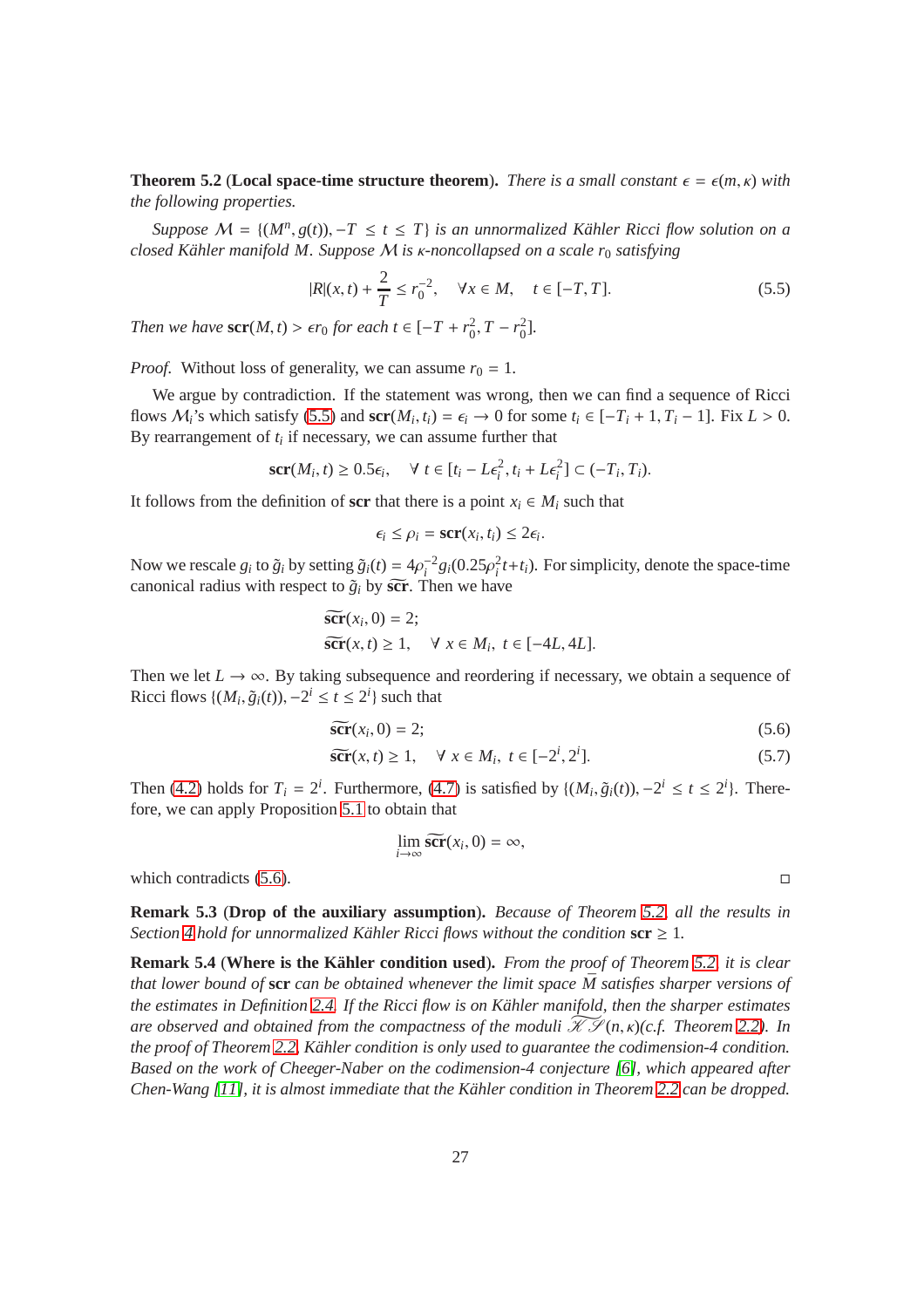**Theorem 5.2** (**Local space-time structure theorem**). *There is a small constant $\epsilon = \epsilon(m, \kappa)$ with the following properties.*

*Suppose $\mathcal{M} = \{(M^n, g(t)), -T \leq t \leq T\}$ is an unnormalized Kähler Ricci flow solution on a closed Kähler manifold $M$. Suppose $\mathcal{M}$ is $\kappa$-noncollapsed on a scale $r_0$ satisfying*

$$|R|(x,t) + \frac{2}{T} \leq r_0^{-2}, \quad \forall x \in M, \quad t \in [-T, T]. \tag{5.5}$$

*Then we have $\mathbf{scr}(M,t) > \epsilon r_0$ for each $t \in [-T + r_0^2, T - r_0^2]$.*

*Proof.* Without loss of generality, we can assume $r_0 = 1$.

We argue by contradiction. If the statement was wrong, then we can find a sequence of Ricci flows $\mathcal{M}_i$'s which satisfy (5.5) and $\mathbf{scr}(M_i, t_i) = \epsilon_i \to 0$ for some $t_i \in [-T_i + 1, T_i - 1]$. Fix $L > 0$. By rearrangement of $t_i$ if necessary, we can assume further that

$$\mathbf{scr}(M_i, t) \geq 0.5\epsilon_i, \quad \forall\, t \in [t_i - L\epsilon_i^2, t_i + L\epsilon_i^2] \subset (-T_i, T_i).$$

It follows from the definition of $\mathbf{scr}$ that there is a point $x_i \in M_i$ such that

$$\epsilon_i \leq \rho_i = \mathbf{scr}(x_i, t_i) \leq 2\epsilon_i.$$

Now we rescale $g_i$ to $\tilde{g}_i$ by setting $\tilde{g}_i(t) = 4\rho_i^{-2} g_i(0.25\rho_i^2 t + t_i)$. For simplicity, denote the space-time canonical radius with respect to $\tilde{g}_i$ by $\widetilde{\mathbf{scr}}$. Then we have

$$\begin{aligned}
&\widetilde{\mathbf{scr}}(x_i, 0) = 2;\\
&\widetilde{\mathbf{scr}}(x, t) \geq 1, \quad \forall\, x \in M_i,\ t \in [-4L, 4L].
\end{aligned}$$

Then we let $L \to \infty$. By taking subsequence and reordering if necessary, we obtain a sequence of Ricci flows $\{(M_i, \tilde{g}_i(t)), -2^i \leq t \leq 2^i\}$ such that

$$\widetilde{\mathbf{scr}}(x_i, 0) = 2; \tag{5.6}$$

$$\widetilde{\mathbf{scr}}(x, t) \geq 1, \quad \forall\, x \in M_i,\ t \in [-2^i, 2^i]. \tag{5.7}$$

Then (4.2) holds for $T_i = 2^i$. Furthermore, (4.7) is satisfied by $\{(M_i, \tilde{g}_i(t)), -2^i \leq t \leq 2^i\}$. Therefore, we can apply Proposition 5.1 to obtain that

$$\lim_{i \to \infty} \widetilde{\mathbf{scr}}(x_i, 0) = \infty,$$

which contradicts (5.6). □

**Remark 5.3** (**Drop of the auxiliary assumption**). *Because of Theorem 5.2, all the results in Section 4 hold for unnormalized Kähler Ricci flows without the condition $\mathbf{scr} \geq 1$.*

**Remark 5.4** (**Where is the Kähler condition used**). *From the proof of Theorem 5.2, it is clear that lower bound of $\mathbf{scr}$ can be obtained whenever the limit space $\bar{M}$ satisfies sharper versions of the estimates in Definition 2.4. If the Ricci flow is on Kähler manifold, then the sharper estimates are observed and obtained from the compactness of the moduli $\widetilde{\mathscr{KS}}(n, \kappa)$(c.f. Theorem 2.2). In the proof of Theorem 2.2, Kähler condition is only used to guarantee the codimension-4 condition. Based on the work of Cheeger-Naber on the codimension-4 conjecture [6], which appeared after Chen-Wang [11], it is almost immediate that the Kähler condition in Theorem 2.2 can be dropped.*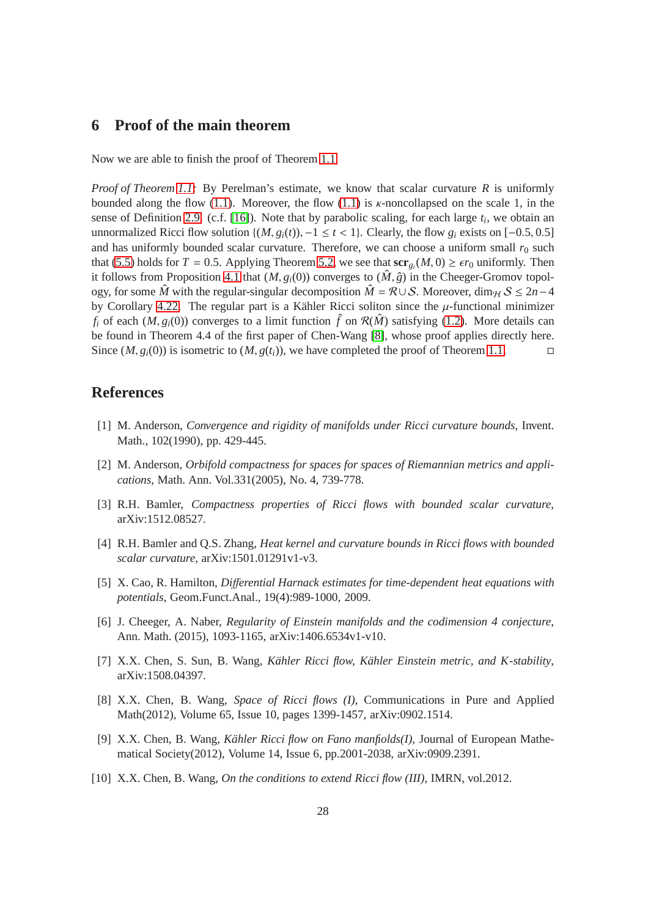## 6 Proof of the main theorem

Now we are able to finish the proof of Theorem 1.1.

*Proof of Theorem 1.1:* By Perelman's estimate, we know that scalar curvature $R$ is uniformly bounded along the flow (1.1). Moreover, the flow (1.1) is $\kappa$-noncollapsed on the scale 1, in the sense of Definition 2.9. (c.f. [16]). Note that by parabolic scaling, for each large $t_i$, we obtain an unnormalized Ricci flow solution $\{(M, g_i(t)), -1 \leq t < 1\}$. Clearly, the flow $g_i$ exists on $[-0.5, 0.5]$ and has uniformly bounded scalar curvature. Therefore, we can choose a uniform small $r_0$ such that (5.5) holds for $T = 0.5$. Applying Theorem 5.2, we see that $\mathbf{scr}_{g_i}(M, 0) \geq \epsilon r_0$ uniformly. Then it follows from Proposition 4.1 that $(M, g_i(0))$ converges to $(\hat{M}, \hat{g})$ in the Cheeger-Gromov topology, for some $\hat{M}$ with the regular-singular decomposition $\hat{M} = \mathcal{R} \cup \mathcal{S}$. Moreover, $\dim_{\mathcal{H}} \mathcal{S} \leq 2n-4$ by Corollary 4.22. The regular part is a Kähler Ricci soliton since the $\mu$-functional minimizer $f_i$ of each $(M, g_i(0))$ converges to a limit function $\hat{f}$ on $\mathcal{R}(\hat{M})$ satisfying (1.2). More details can be found in Theorem 4.4 of the first paper of Chen-Wang [8], whose proof applies directly here. Since $(M, g_i(0))$ is isometric to $(M, g(t_i))$, we have completed the proof of Theorem 1.1. $\square$

## References

[1] M. Anderson, *Convergence and rigidity of manifolds under Ricci curvature bounds*, Invent. Math., 102(1990), pp. 429-445.

[2] M. Anderson, *Orbifold compactness for spaces for spaces of Riemannian metrics and applications*, Math. Ann. Vol.331(2005), No. 4, 739-778.

[3] R.H. Bamler, *Compactness properties of Ricci flows with bounded scalar curvature*, arXiv:1512.08527.

[4] R.H. Bamler and Q.S. Zhang, *Heat kernel and curvature bounds in Ricci flows with bounded scalar curvature*, arXiv:1501.01291v1-v3.

[5] X. Cao, R. Hamilton, *Differential Harnack estimates for time-dependent heat equations with potentials*, Geom.Funct.Anal., 19(4):989-1000, 2009.

[6] J. Cheeger, A. Naber, *Regularity of Einstein manifolds and the codimension 4 conjecture*, Ann. Math. (2015), 1093-1165, arXiv:1406.6534v1-v10.

[7] X.X. Chen, S. Sun, B. Wang, *Kähler Ricci flow, Kähler Einstein metric, and K-stability*, arXiv:1508.04397.

[8] X.X. Chen, B. Wang, *Space of Ricci flows (I)*, Communications in Pure and Applied Math(2012), Volume 65, Issue 10, pages 1399-1457, arXiv:0902.1514.

[9] X.X. Chen, B. Wang, *Kähler Ricci flow on Fano manfiolds(I)*, Journal of European Mathematical Society(2012), Volume 14, Issue 6, pp.2001-2038, arXiv:0909.2391.

[10] X.X. Chen, B. Wang, *On the conditions to extend Ricci flow (III)*, IMRN, vol.2012.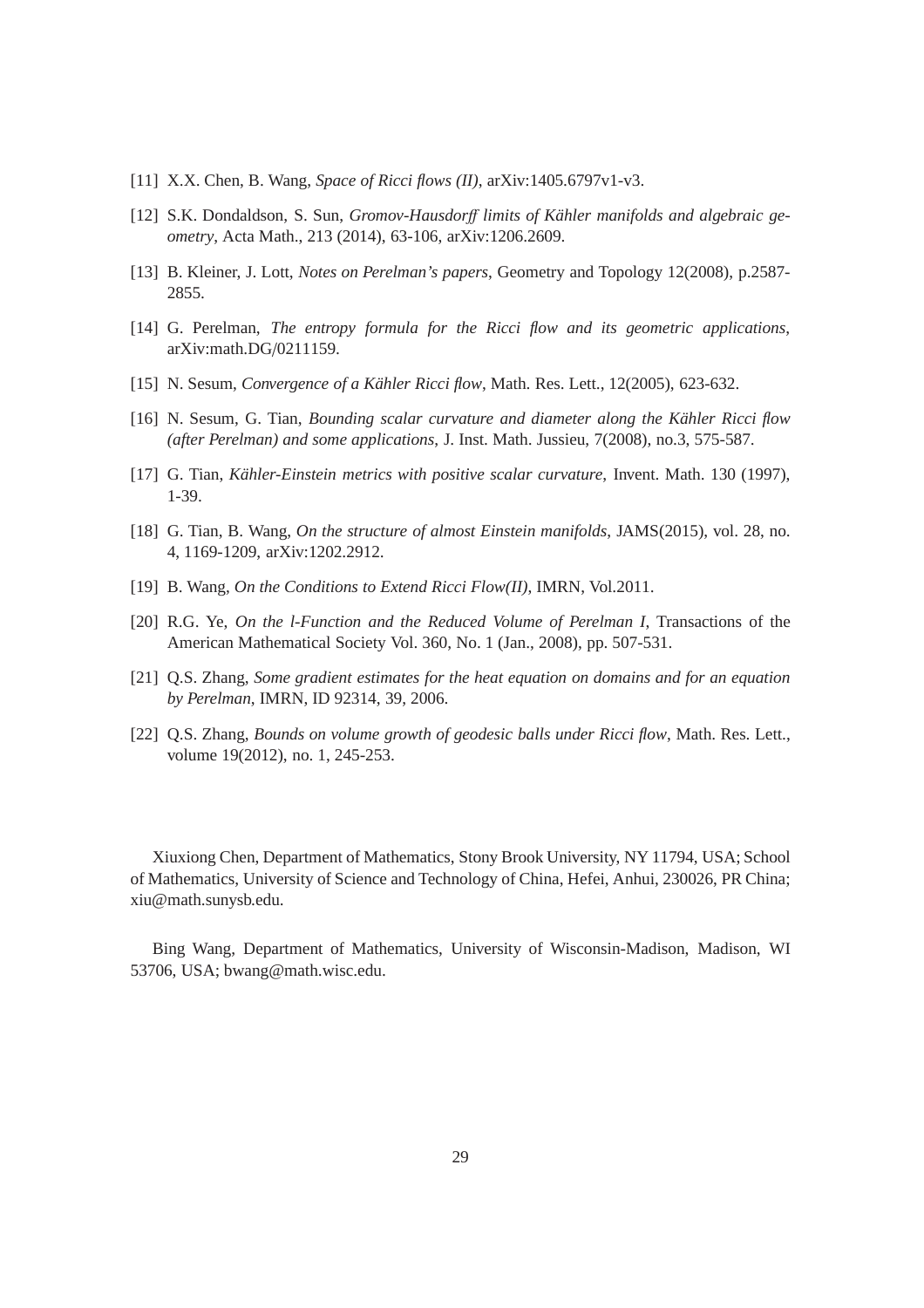[11] X.X. Chen, B. Wang, *Space of Ricci flows (II)*, arXiv:1405.6797v1-v3.

[12] S.K. Dondaldson, S. Sun, *Gromov-Hausdorff limits of Kähler manifolds and algebraic geometry*, Acta Math., 213 (2014), 63-106, arXiv:1206.2609.

[13] B. Kleiner, J. Lott, *Notes on Perelman's papers*, Geometry and Topology 12(2008), p.2587-2855.

[14] G. Perelman, *The entropy formula for the Ricci flow and its geometric applications*, arXiv:math.DG/0211159.

[15] N. Sesum, *Convergence of a Kähler Ricci flow*, Math. Res. Lett., 12(2005), 623-632.

[16] N. Sesum, G. Tian, *Bounding scalar curvature and diameter along the Kähler Ricci flow (after Perelman) and some applications*, J. Inst. Math. Jussieu, 7(2008), no.3, 575-587.

[17] G. Tian, *Kähler-Einstein metrics with positive scalar curvature*, Invent. Math. 130 (1997), 1-39.

[18] G. Tian, B. Wang, *On the structure of almost Einstein manifolds*, JAMS(2015), vol. 28, no. 4, 1169-1209, arXiv:1202.2912.

[19] B. Wang, *On the Conditions to Extend Ricci Flow(II)*, IMRN, Vol.2011.

[20] R.G. Ye, *On the l-Function and the Reduced Volume of Perelman I*, Transactions of the American Mathematical Society Vol. 360, No. 1 (Jan., 2008), pp. 507-531.

[21] Q.S. Zhang, *Some gradient estimates for the heat equation on domains and for an equation by Perelman*, IMRN, ID 92314, 39, 2006.

[22] Q.S. Zhang, *Bounds on volume growth of geodesic balls under Ricci flow*, Math. Res. Lett., volume 19(2012), no. 1, 245-253.

Xiuxiong Chen, Department of Mathematics, Stony Brook University, NY 11794, USA; School of Mathematics, University of Science and Technology of China, Hefei, Anhui, 230026, PR China; xiu@math.sunysb.edu.

Bing Wang, Department of Mathematics, University of Wisconsin-Madison, Madison, WI 53706, USA; bwang@math.wisc.edu.